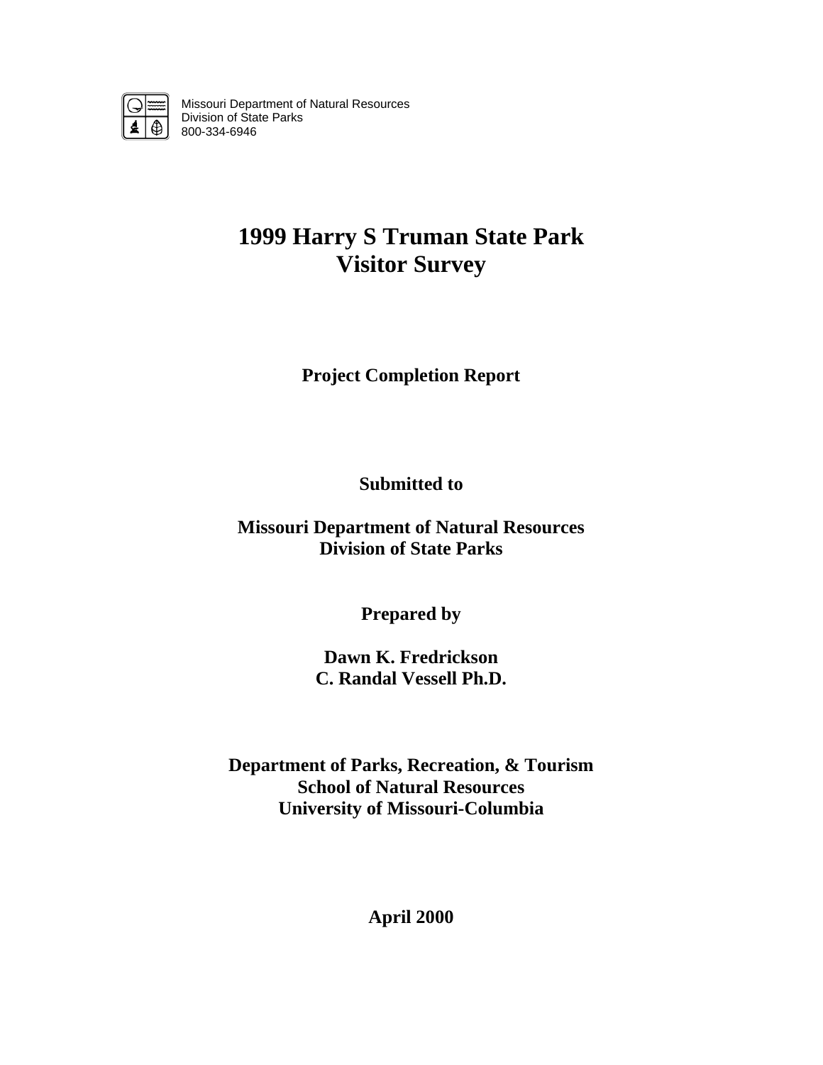Missouri Department of Natural Resources
Division of State Parks
800-334-6946

# 1999 Harry S Truman State Park Visitor Survey

**Project Completion Report**

**Submitted to**

**Missouri Department of Natural Resources**
**Division of State Parks**

**Prepared by**

**Dawn K. Fredrickson**
**C. Randal Vessell Ph.D.**

**Department of Parks, Recreation, & Tourism**
**School of Natural Resources**
**University of Missouri-Columbia**

**April 2000**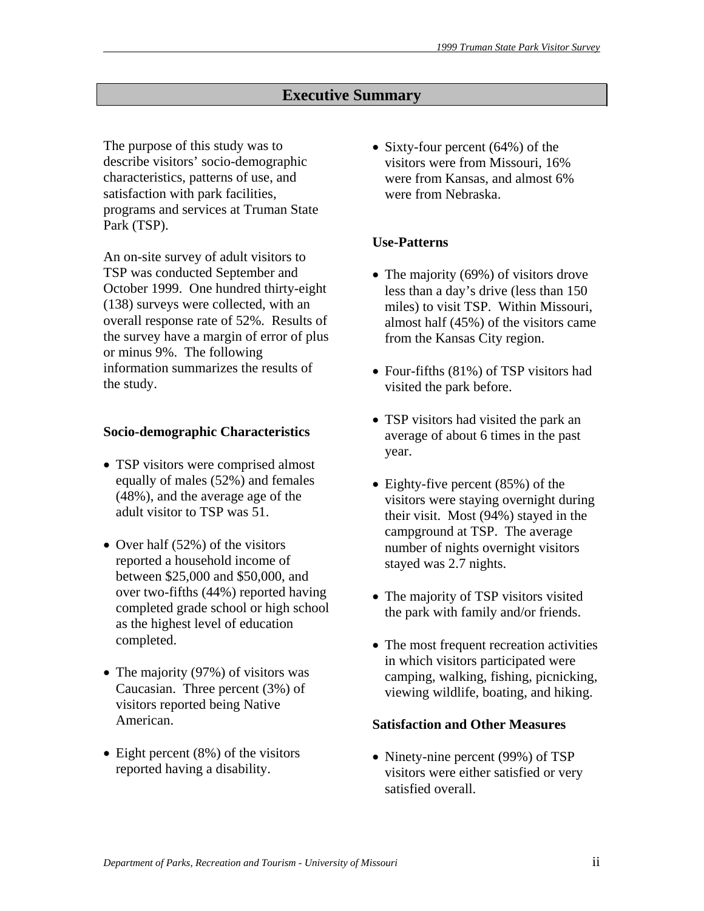## Executive Summary

The purpose of this study was to describe visitors' socio-demographic characteristics, patterns of use, and satisfaction with park facilities, programs and services at Truman State Park (TSP).

An on-site survey of adult visitors to TSP was conducted September and October 1999. One hundred thirty-eight (138) surveys were collected, with an overall response rate of 52%. Results of the survey have a margin of error of plus or minus 9%. The following information summarizes the results of the study.

### Socio-demographic Characteristics

- TSP visitors were comprised almost equally of males (52%) and females (48%), and the average age of the adult visitor to TSP was 51.
- Over half (52%) of the visitors reported a household income of between $25,000 and $50,000, and over two-fifths (44%) reported having completed grade school or high school as the highest level of education completed.
- The majority (97%) of visitors was Caucasian. Three percent (3%) of visitors reported being Native American.
- Eight percent (8%) of the visitors reported having a disability.
- Sixty-four percent (64%) of the visitors were from Missouri, 16% were from Kansas, and almost 6% were from Nebraska.

### Use-Patterns

- The majority (69%) of visitors drove less than a day's drive (less than 150 miles) to visit TSP. Within Missouri, almost half (45%) of the visitors came from the Kansas City region.
- Four-fifths (81%) of TSP visitors had visited the park before.
- TSP visitors had visited the park an average of about 6 times in the past year.
- Eighty-five percent (85%) of the visitors were staying overnight during their visit. Most (94%) stayed in the campground at TSP. The average number of nights overnight visitors stayed was 2.7 nights.
- The majority of TSP visitors visited the park with family and/or friends.
- The most frequent recreation activities in which visitors participated were camping, walking, fishing, picnicking, viewing wildlife, boating, and hiking.

### Satisfaction and Other Measures

- Ninety-nine percent (99%) of TSP visitors were either satisfied or very satisfied overall.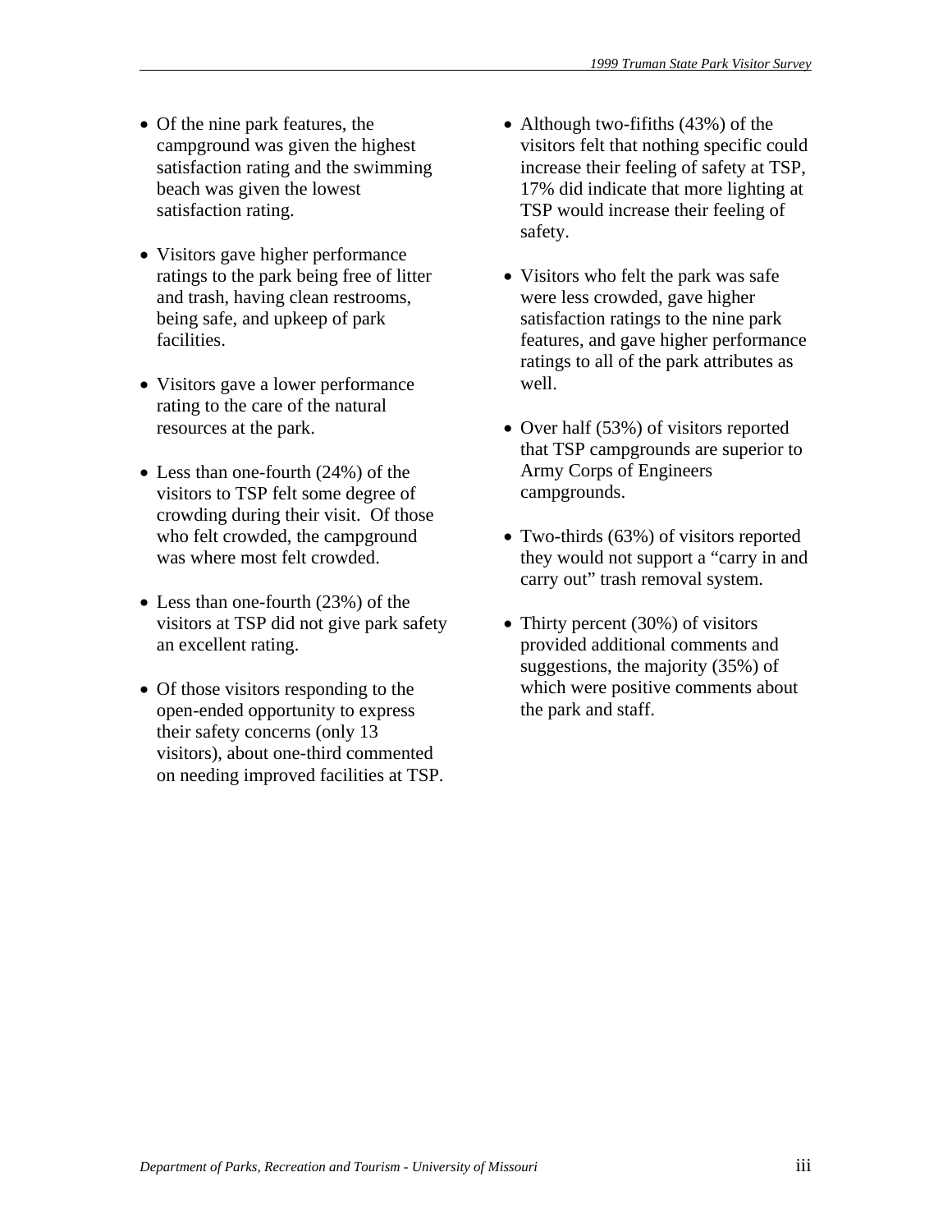- Of the nine park features, the campground was given the highest satisfaction rating and the swimming beach was given the lowest satisfaction rating.
- Visitors gave higher performance ratings to the park being free of litter and trash, having clean restrooms, being safe, and upkeep of park facilities.
- Visitors gave a lower performance rating to the care of the natural resources at the park.
- Less than one-fourth (24%) of the visitors to TSP felt some degree of crowding during their visit. Of those who felt crowded, the campground was where most felt crowded.
- Less than one-fourth (23%) of the visitors at TSP did not give park safety an excellent rating.
- Of those visitors responding to the open-ended opportunity to express their safety concerns (only 13 visitors), about one-third commented on needing improved facilities at TSP.
- Although two-fififths (43%) of the visitors felt that nothing specific could increase their feeling of safety at TSP, 17% did indicate that more lighting at TSP would increase their feeling of safety.
- Visitors who felt the park was safe were less crowded, gave higher satisfaction ratings to the nine park features, and gave higher performance ratings to all of the park attributes as well.
- Over half (53%) of visitors reported that TSP campgrounds are superior to Army Corps of Engineers campgrounds.
- Two-thirds (63%) of visitors reported they would not support a "carry in and carry out" trash removal system.
- Thirty percent (30%) of visitors provided additional comments and suggestions, the majority (35%) of which were positive comments about the park and staff.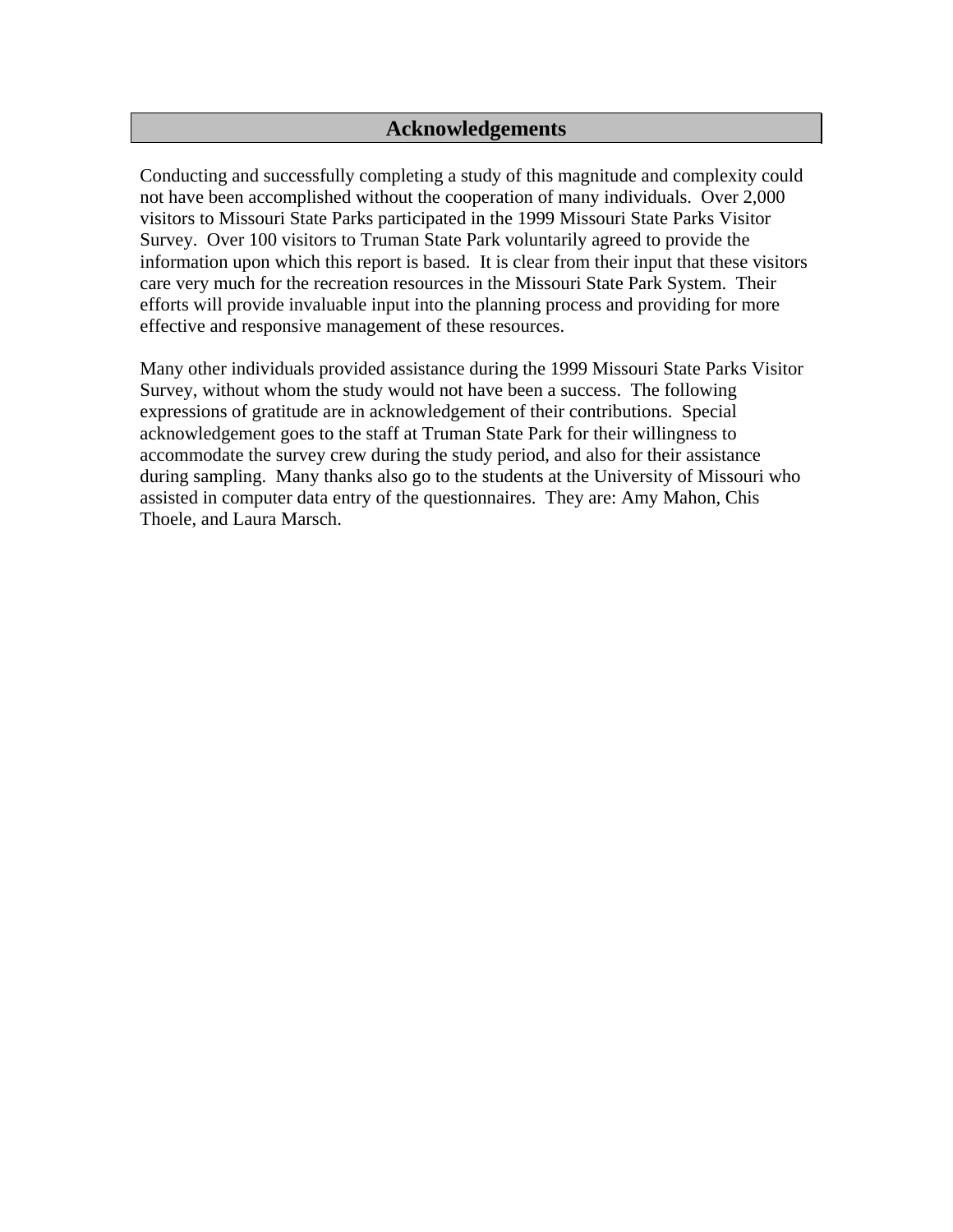## Acknowledgements

Conducting and successfully completing a study of this magnitude and complexity could not have been accomplished without the cooperation of many individuals. Over 2,000 visitors to Missouri State Parks participated in the 1999 Missouri State Parks Visitor Survey. Over 100 visitors to Truman State Park voluntarily agreed to provide the information upon which this report is based. It is clear from their input that these visitors care very much for the recreation resources in the Missouri State Park System. Their efforts will provide invaluable input into the planning process and providing for more effective and responsive management of these resources.

Many other individuals provided assistance during the 1999 Missouri State Parks Visitor Survey, without whom the study would not have been a success. The following expressions of gratitude are in acknowledgement of their contributions. Special acknowledgement goes to the staff at Truman State Park for their willingness to accommodate the survey crew during the study period, and also for their assistance during sampling. Many thanks also go to the students at the University of Missouri who assisted in computer data entry of the questionnaires. They are: Amy Mahon, Chis Thoele, and Laura Marsch.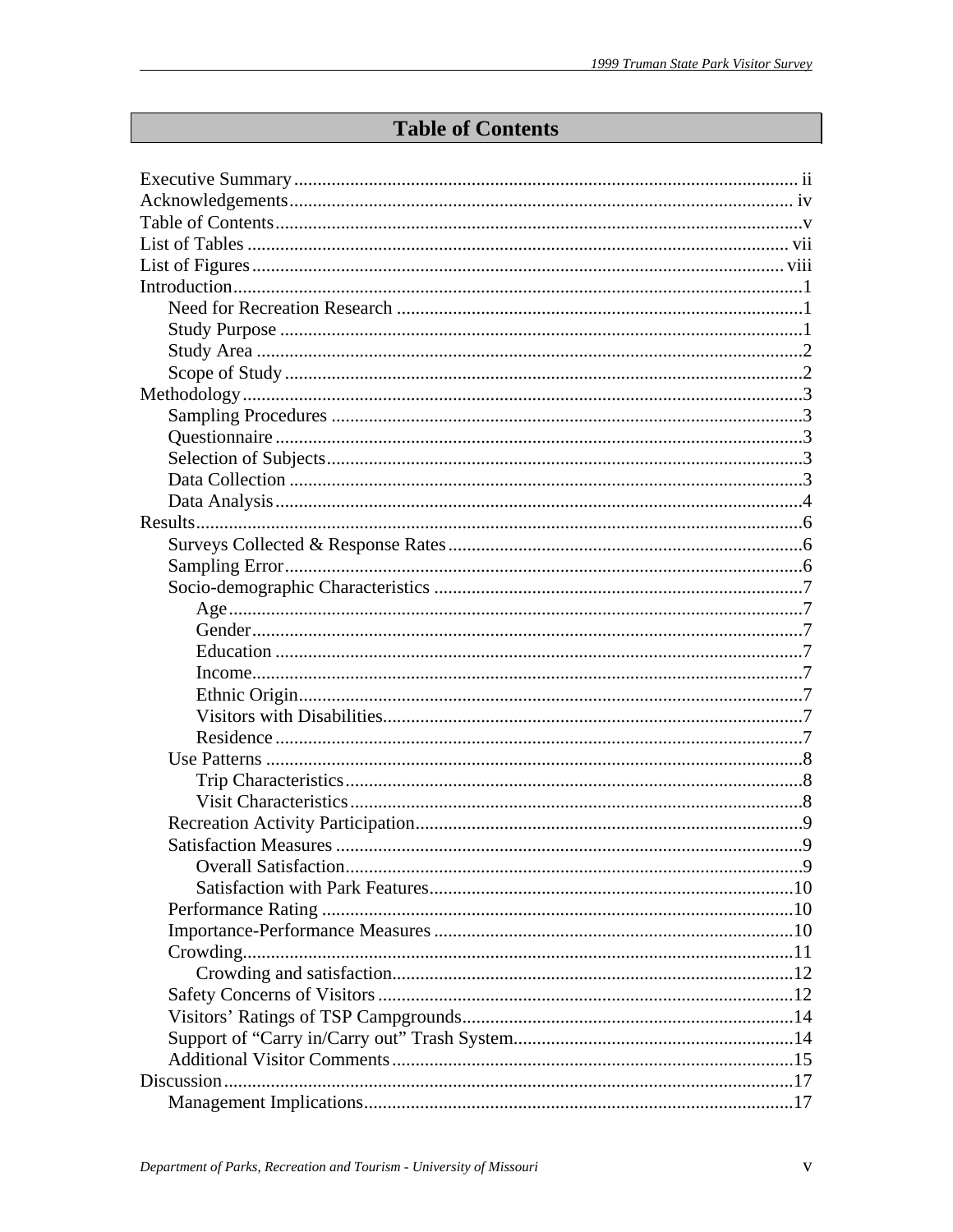# Table of Contents

Executive Summary ........ ii
Acknowledgements ........ iv
Table of Contents ........ v
List of Tables ........ vii
List of Figures ........ viii
Introduction ........ 1
- Need for Recreation Research ........ 1
- Study Purpose ........ 1
- Study Area ........ 2
- Scope of Study ........ 2

Methodology ........ 3
- Sampling Procedures ........ 3
- Questionnaire ........ 3
- Selection of Subjects ........ 3
- Data Collection ........ 3
- Data Analysis ........ 4

Results ........ 6
- Surveys Collected & Response Rates ........ 6
- Sampling Error ........ 6
- Socio-demographic Characteristics ........ 7
  - Age ........ 7
  - Gender ........ 7
  - Education ........ 7
  - Income ........ 7
  - Ethnic Origin ........ 7
  - Visitors with Disabilities ........ 7
  - Residence ........ 7
- Use Patterns ........ 8
  - Trip Characteristics ........ 8
  - Visit Characteristics ........ 8
- Recreation Activity Participation ........ 9
- Satisfaction Measures ........ 9
  - Overall Satisfaction ........ 9
  - Satisfaction with Park Features ........ 10
- Performance Rating ........ 10
- Importance-Performance Measures ........ 10
- Crowding ........ 11
  - Crowding and satisfaction ........ 12
- Safety Concerns of Visitors ........ 12
- Visitors' Ratings of TSP Campgrounds ........ 14
- Support of "Carry in/Carry out" Trash System ........ 14
- Additional Visitor Comments ........ 15

Discussion ........ 17
- Management Implications ........ 17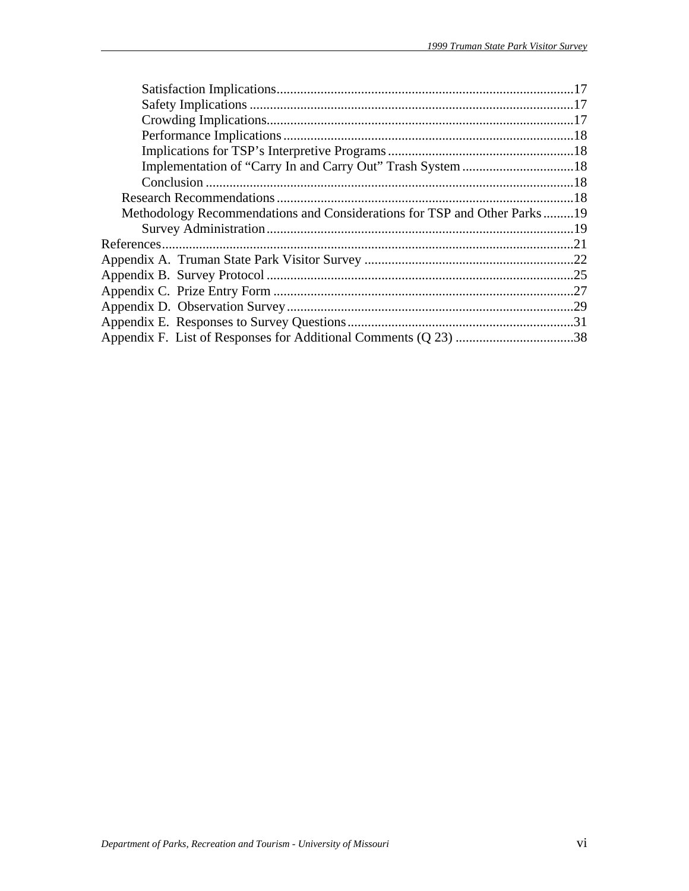Satisfaction Implications .......................................................................................17
Safety Implications ................................................................................................17
Crowding Implications...........................................................................................17
Performance Implications ......................................................................................18
Implications for TSP’s Interpretive Programs .......................................................18
Implementation of “Carry In and Carry Out” Trash System .................................18
Conclusion .............................................................................................................18
Research Recommendations ........................................................................................18
Methodology Recommendations and Considerations for TSP and Other Parks .........19
Survey Administration ...........................................................................................19
References..........................................................................................................................21
Appendix A. Truman State Park Visitor Survey ..............................................................22
Appendix B. Survey Protocol ...........................................................................................25
Appendix C. Prize Entry Form .........................................................................................27
Appendix D. Observation Survey .....................................................................................29
Appendix E. Responses to Survey Questions ...................................................................31
Appendix F. List of Responses for Additional Comments (Q 23) ...................................38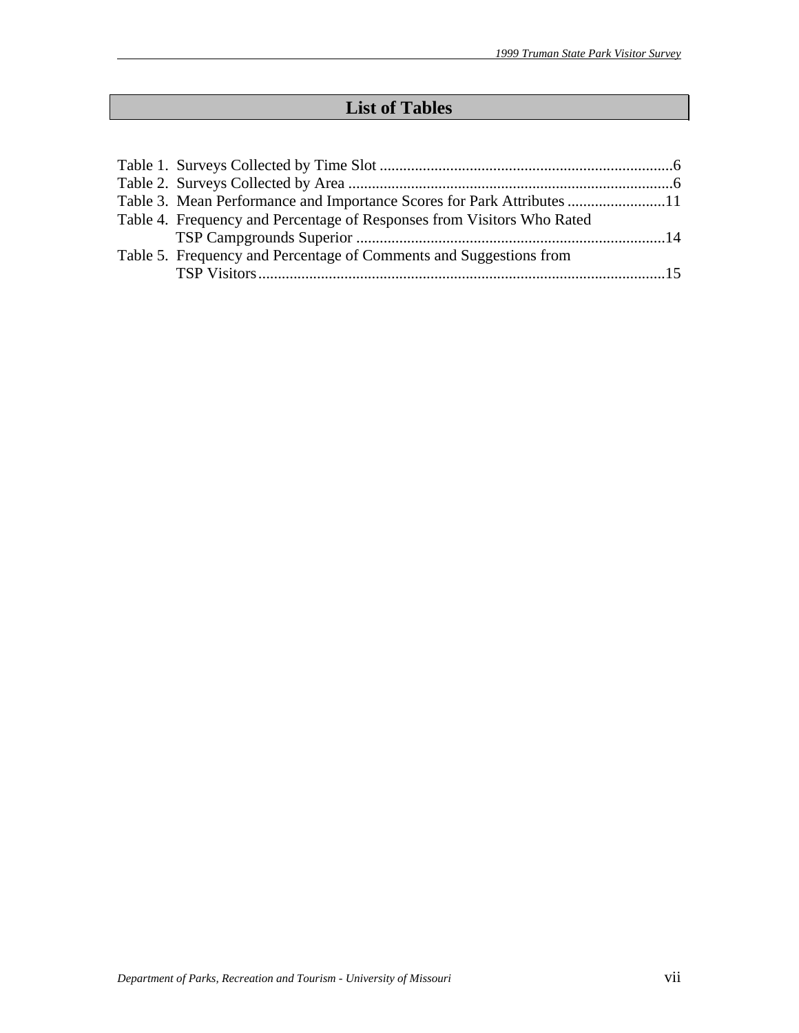# List of Tables

Table 1. Surveys Collected by Time Slot ........................................................................6
Table 2. Surveys Collected by Area ..................................................................................6
Table 3. Mean Performance and Importance Scores for Park Attributes .........................11
Table 4. Frequency and Percentage of Responses from Visitors Who Rated TSP Campgrounds Superior ..............................................................................14
Table 5. Frequency and Percentage of Comments and Suggestions from TSP Visitors........................................................................................................15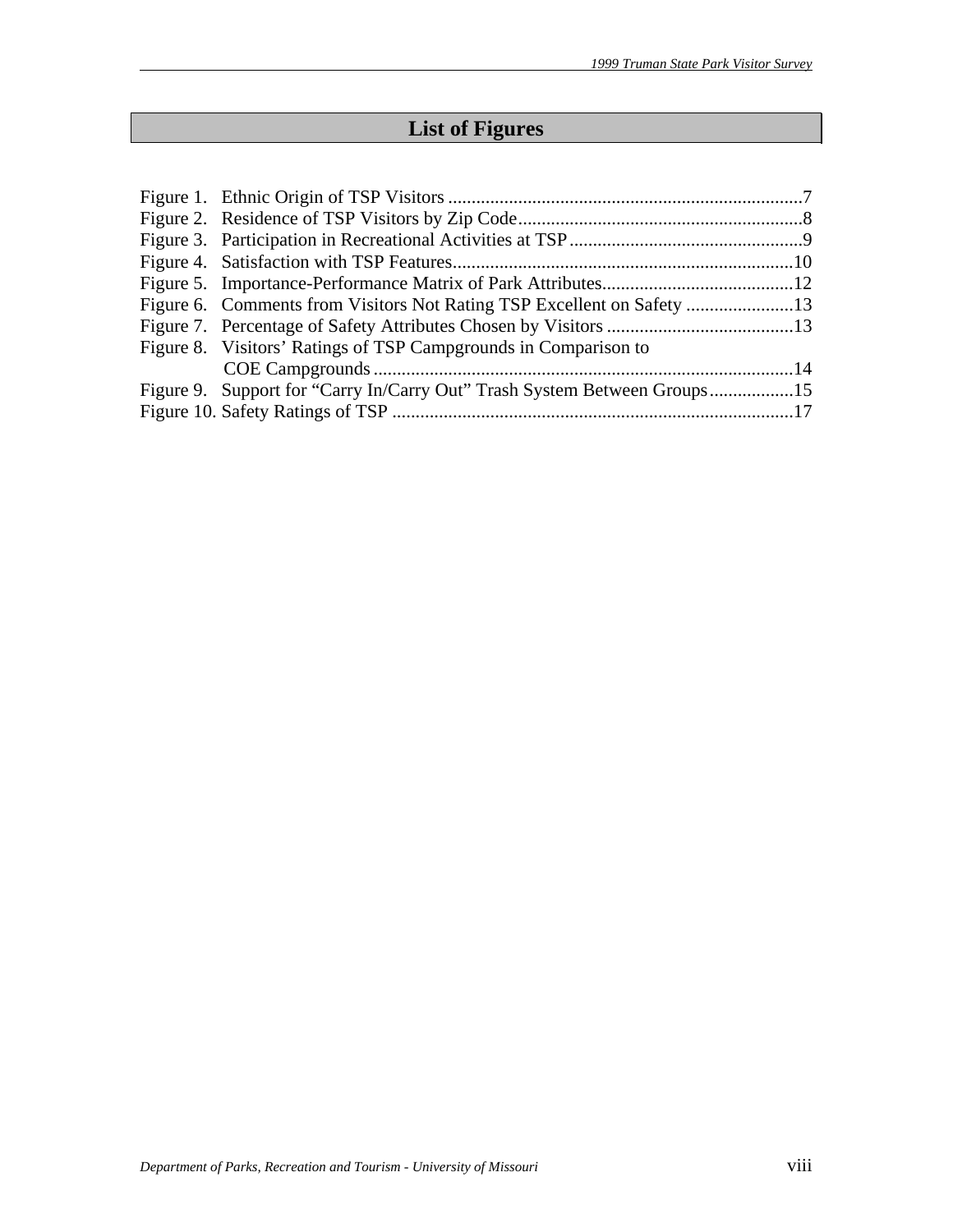## List of Figures

Figure 1. Ethnic Origin of TSP Visitors ............................................................................7
Figure 2. Residence of TSP Visitors by Zip Code............................................................8
Figure 3. Participation in Recreational Activities at TSP..................................................9
Figure 4. Satisfaction with TSP Features.........................................................................10
Figure 5. Importance-Performance Matrix of Park Attributes.........................................12
Figure 6. Comments from Visitors Not Rating TSP Excellent on Safety .......................13
Figure 7. Percentage of Safety Attributes Chosen by Visitors ........................................13
Figure 8. Visitors' Ratings of TSP Campgrounds in Comparison to COE Campgrounds..........................................................................................14
Figure 9. Support for "Carry In/Carry Out" Trash System Between Groups..................15
Figure 10. Safety Ratings of TSP ......................................................................................17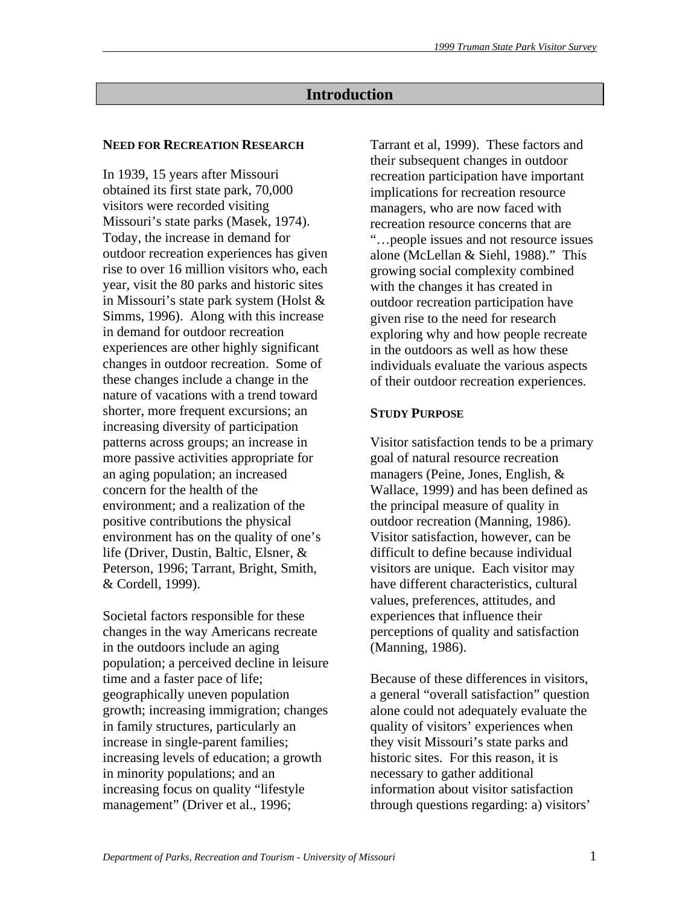# Introduction

### NEED FOR RECREATION RESEARCH

In 1939, 15 years after Missouri obtained its first state park, 70,000 visitors were recorded visiting Missouri's state parks (Masek, 1974). Today, the increase in demand for outdoor recreation experiences has given rise to over 16 million visitors who, each year, visit the 80 parks and historic sites in Missouri's state park system (Holst & Simms, 1996). Along with this increase in demand for outdoor recreation experiences are other highly significant changes in outdoor recreation. Some of these changes include a change in the nature of vacations with a trend toward shorter, more frequent excursions; an increasing diversity of participation patterns across groups; an increase in more passive activities appropriate for an aging population; an increased concern for the health of the environment; and a realization of the positive contributions the physical environment has on the quality of one's life (Driver, Dustin, Baltic, Elsner, & Peterson, 1996; Tarrant, Bright, Smith, & Cordell, 1999).

Societal factors responsible for these changes in the way Americans recreate in the outdoors include an aging population; a perceived decline in leisure time and a faster pace of life; geographically uneven population growth; increasing immigration; changes in family structures, particularly an increase in single-parent families; increasing levels of education; a growth in minority populations; and an increasing focus on quality "lifestyle management" (Driver et al., 1996; Tarrant et al, 1999). These factors and their subsequent changes in outdoor recreation participation have important implications for recreation resource managers, who are now faced with recreation resource concerns that are "…people issues and not resource issues alone (McLellan & Siehl, 1988)." This growing social complexity combined with the changes it has created in outdoor recreation participation have given rise to the need for research exploring why and how people recreate in the outdoors as well as how these individuals evaluate the various aspects of their outdoor recreation experiences.

### STUDY PURPOSE

Visitor satisfaction tends to be a primary goal of natural resource recreation managers (Peine, Jones, English, & Wallace, 1999) and has been defined as the principal measure of quality in outdoor recreation (Manning, 1986). Visitor satisfaction, however, can be difficult to define because individual visitors are unique. Each visitor may have different characteristics, cultural values, preferences, attitudes, and experiences that influence their perceptions of quality and satisfaction (Manning, 1986).

Because of these differences in visitors, a general "overall satisfaction" question alone could not adequately evaluate the quality of visitors' experiences when they visit Missouri's state parks and historic sites. For this reason, it is necessary to gather additional information about visitor satisfaction through questions regarding: a) visitors'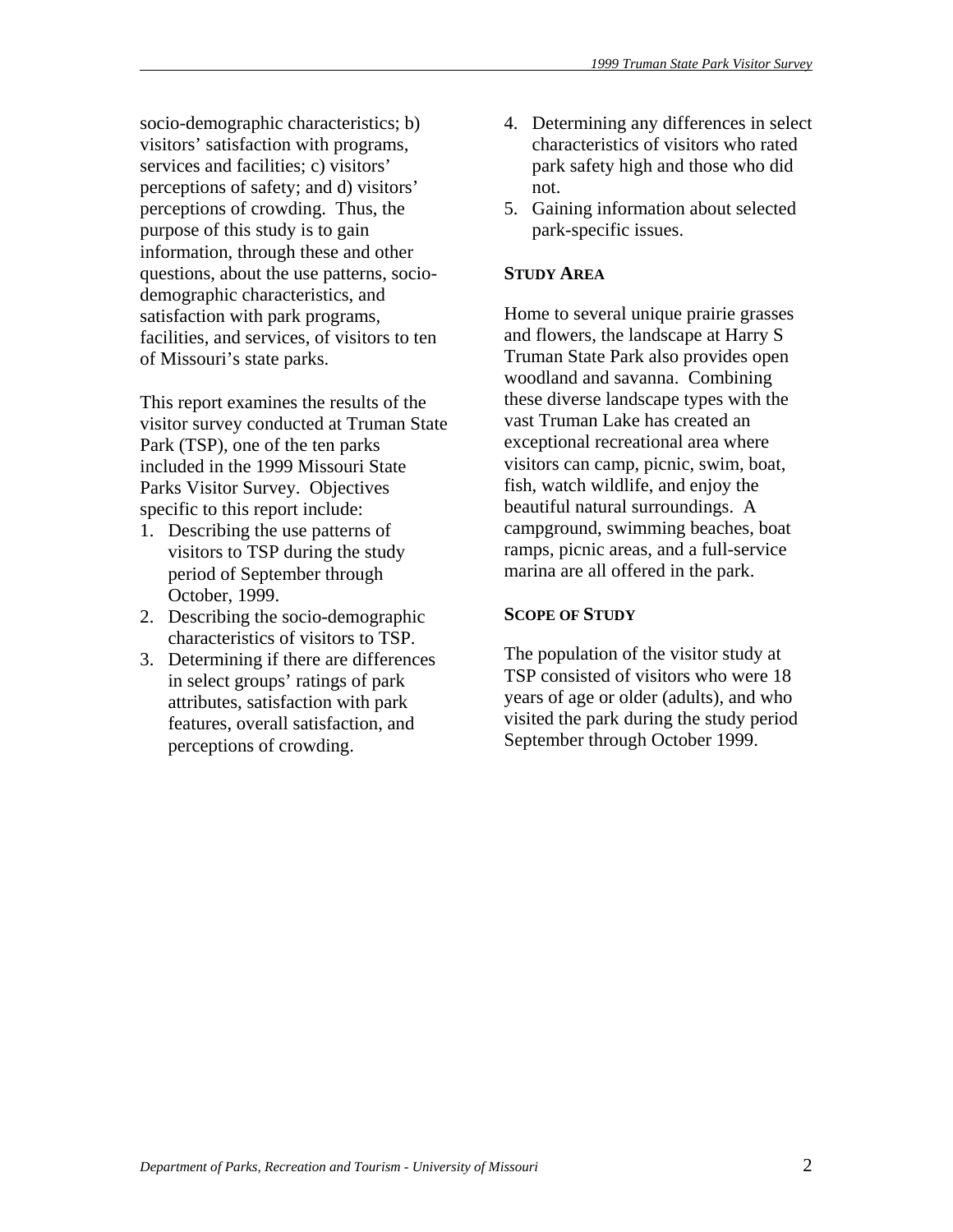socio-demographic characteristics; b) visitors' satisfaction with programs, services and facilities; c) visitors' perceptions of safety; and d) visitors' perceptions of crowding. Thus, the purpose of this study is to gain information, through these and other questions, about the use patterns, socio-demographic characteristics, and satisfaction with park programs, facilities, and services, of visitors to ten of Missouri's state parks.

This report examines the results of the visitor survey conducted at Truman State Park (TSP), one of the ten parks included in the 1999 Missouri State Parks Visitor Survey. Objectives specific to this report include:

1. Describing the use patterns of visitors to TSP during the study period of September through October, 1999.
2. Describing the socio-demographic characteristics of visitors to TSP.
3. Determining if there are differences in select groups' ratings of park attributes, satisfaction with park features, overall satisfaction, and perceptions of crowding.
4. Determining any differences in select characteristics of visitors who rated park safety high and those who did not.
5. Gaining information about selected park-specific issues.

## STUDY AREA

Home to several unique prairie grasses and flowers, the landscape at Harry S Truman State Park also provides open woodland and savanna. Combining these diverse landscape types with the vast Truman Lake has created an exceptional recreational area where visitors can camp, picnic, swim, boat, fish, watch wildlife, and enjoy the beautiful natural surroundings. A campground, swimming beaches, boat ramps, picnic areas, and a full-service marina are all offered in the park.

## SCOPE OF STUDY

The population of the visitor study at TSP consisted of visitors who were 18 years of age or older (adults), and who visited the park during the study period September through October 1999.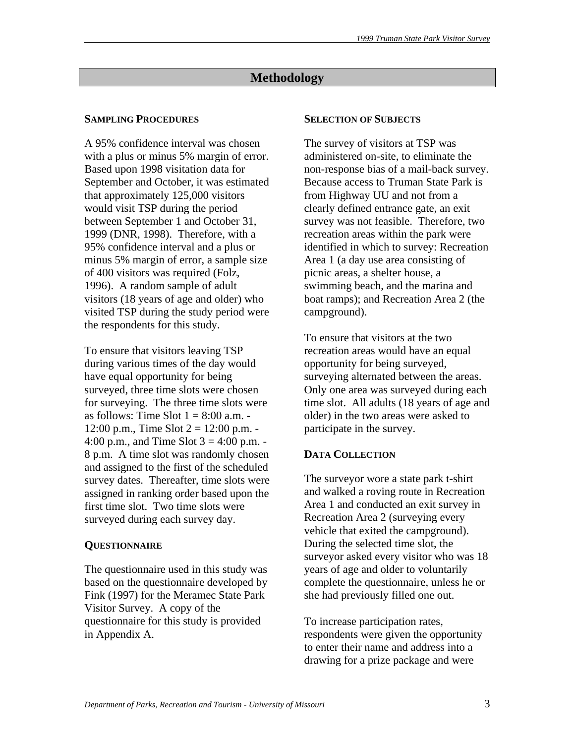# Methodology

### SAMPLING PROCEDURES

A 95% confidence interval was chosen with a plus or minus 5% margin of error. Based upon 1998 visitation data for September and October, it was estimated that approximately 125,000 visitors would visit TSP during the period between September 1 and October 31, 1999 (DNR, 1998). Therefore, with a 95% confidence interval and a plus or minus 5% margin of error, a sample size of 400 visitors was required (Folz, 1996). A random sample of adult visitors (18 years of age and older) who visited TSP during the study period were the respondents for this study.

To ensure that visitors leaving TSP during various times of the day would have equal opportunity for being surveyed, three time slots were chosen for surveying. The three time slots were as follows: Time Slot 1 = 8:00 a.m. - 12:00 p.m., Time Slot 2 = 12:00 p.m. - 4:00 p.m., and Time Slot 3 = 4:00 p.m. - 8 p.m. A time slot was randomly chosen and assigned to the first of the scheduled survey dates. Thereafter, time slots were assigned in ranking order based upon the first time slot. Two time slots were surveyed during each survey day.

### QUESTIONNAIRE

The questionnaire used in this study was based on the questionnaire developed by Fink (1997) for the Meramec State Park Visitor Survey. A copy of the questionnaire for this study is provided in Appendix A.

### SELECTION OF SUBJECTS

The survey of visitors at TSP was administered on-site, to eliminate the non-response bias of a mail-back survey. Because access to Truman State Park is from Highway UU and not from a clearly defined entrance gate, an exit survey was not feasible. Therefore, two recreation areas within the park were identified in which to survey: Recreation Area 1 (a day use area consisting of picnic areas, a shelter house, a swimming beach, and the marina and boat ramps); and Recreation Area 2 (the campground).

To ensure that visitors at the two recreation areas would have an equal opportunity for being surveyed, surveying alternated between the areas. Only one area was surveyed during each time slot. All adults (18 years of age and older) in the two areas were asked to participate in the survey.

### DATA COLLECTION

The surveyor wore a state park t-shirt and walked a roving route in Recreation Area 1 and conducted an exit survey in Recreation Area 2 (surveying every vehicle that exited the campground). During the selected time slot, the surveyor asked every visitor who was 18 years of age and older to voluntarily complete the questionnaire, unless he or she had previously filled one out.

To increase participation rates, respondents were given the opportunity to enter their name and address into a drawing for a prize package and were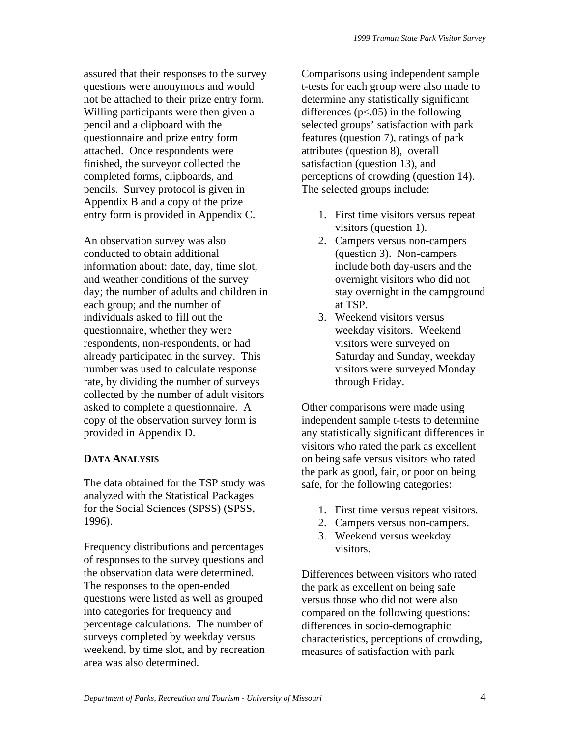assured that their responses to the survey questions were anonymous and would not be attached to their prize entry form. Willing participants were then given a pencil and a clipboard with the questionnaire and prize entry form attached. Once respondents were finished, the surveyor collected the completed forms, clipboards, and pencils. Survey protocol is given in Appendix B and a copy of the prize entry form is provided in Appendix C.

An observation survey was also conducted to obtain additional information about: date, day, time slot, and weather conditions of the survey day; the number of adults and children in each group; and the number of individuals asked to fill out the questionnaire, whether they were respondents, non-respondents, or had already participated in the survey. This number was used to calculate response rate, by dividing the number of surveys collected by the number of adult visitors asked to complete a questionnaire. A copy of the observation survey form is provided in Appendix D.

### DATA ANALYSIS

The data obtained for the TSP study was analyzed with the Statistical Packages for the Social Sciences (SPSS) (SPSS, 1996).

Frequency distributions and percentages of responses to the survey questions and the observation data were determined. The responses to the open-ended questions were listed as well as grouped into categories for frequency and percentage calculations. The number of surveys completed by weekday versus weekend, by time slot, and by recreation area was also determined.

Comparisons using independent sample t-tests for each group were also made to determine any statistically significant differences ($p<.05$) in the following selected groups' satisfaction with park features (question 7), ratings of park attributes (question 8), overall satisfaction (question 13), and perceptions of crowding (question 14). The selected groups include:

1. First time visitors versus repeat visitors (question 1).
2. Campers versus non-campers (question 3). Non-campers include both day-users and the overnight visitors who did not stay overnight in the campground at TSP.
3. Weekend visitors versus weekday visitors. Weekend visitors were surveyed on Saturday and Sunday, weekday visitors were surveyed Monday through Friday.

Other comparisons were made using independent sample t-tests to determine any statistically significant differences in visitors who rated the park as excellent on being safe versus visitors who rated the park as good, fair, or poor on being safe, for the following categories:

1. First time versus repeat visitors.
2. Campers versus non-campers.
3. Weekend versus weekday visitors.

Differences between visitors who rated the park as excellent on being safe versus those who did not were also compared on the following questions: differences in socio-demographic characteristics, perceptions of crowding, measures of satisfaction with park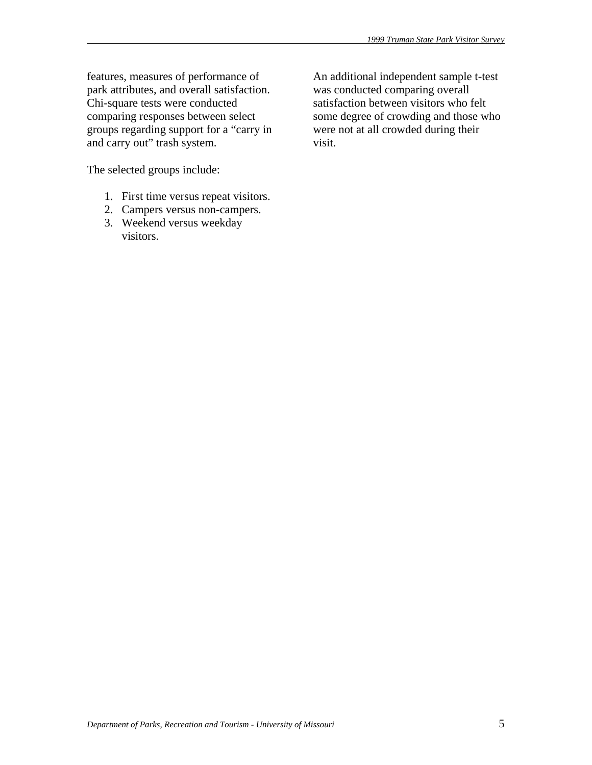features, measures of performance of park attributes, and overall satisfaction. Chi-square tests were conducted comparing responses between select groups regarding support for a "carry in and carry out" trash system.

The selected groups include:

1. First time versus repeat visitors.
2. Campers versus non-campers.
3. Weekend versus weekday visitors.

An additional independent sample t-test was conducted comparing overall satisfaction between visitors who felt some degree of crowding and those who were not at all crowded during their visit.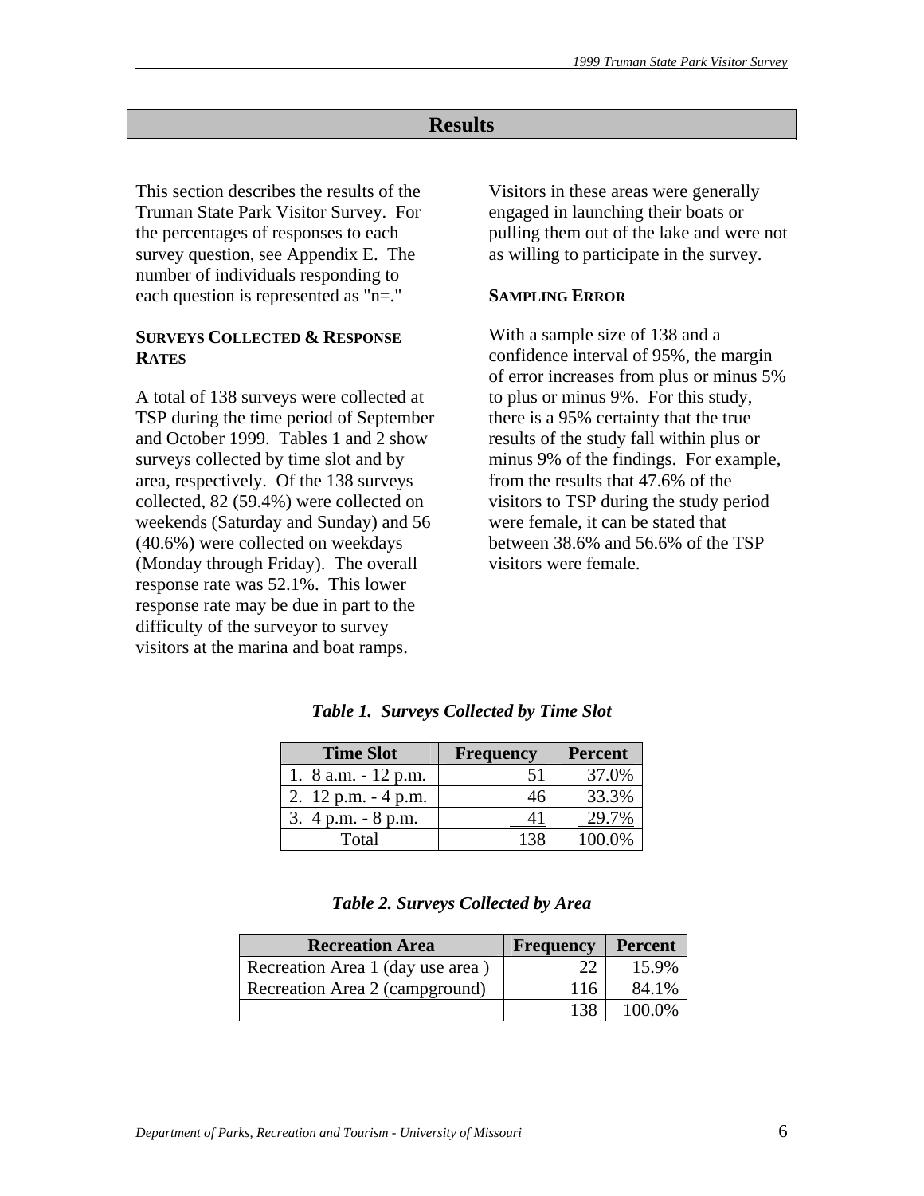# Results

This section describes the results of the Truman State Park Visitor Survey. For the percentages of responses to each survey question, see Appendix E. The number of individuals responding to each question is represented as "n=."

## SURVEYS COLLECTED & RESPONSE RATES

A total of 138 surveys were collected at TSP during the time period of September and October 1999. Tables 1 and 2 show surveys collected by time slot and by area, respectively. Of the 138 surveys collected, 82 (59.4%) were collected on weekends (Saturday and Sunday) and 56 (40.6%) were collected on weekdays (Monday through Friday). The overall response rate was 52.1%. This lower response rate may be due in part to the difficulty of the surveyor to survey visitors at the marina and boat ramps. Visitors in these areas were generally engaged in launching their boats or pulling them out of the lake and were not as willing to participate in the survey.

## SAMPLING ERROR

With a sample size of 138 and a confidence interval of 95%, the margin of error increases from plus or minus 5% to plus or minus 9%. For this study, there is a 95% certainty that the true results of the study fall within plus or minus 9% of the findings. For example, from the results that 47.6% of the visitors to TSP during the study period were female, it can be stated that between 38.6% and 56.6% of the TSP visitors were female.

***Table 1. Surveys Collected by Time Slot***

| Time Slot | Frequency | Percent |
|---|---|---|
| 1. 8 a.m. - 12 p.m. | 51 | 37.0% |
| 2. 12 p.m. - 4 p.m. | 46 | 33.3% |
| 3. 4 p.m. - 8 p.m. | 41 | 29.7% |
| Total | 138 | 100.0% |

***Table 2. Surveys Collected by Area***

| Recreation Area | Frequency | Percent |
|---|---|---|
| Recreation Area 1 (day use area ) | 22 | 15.9% |
| Recreation Area 2 (campground) | 116 | 84.1% |
| | 138 | 100.0% |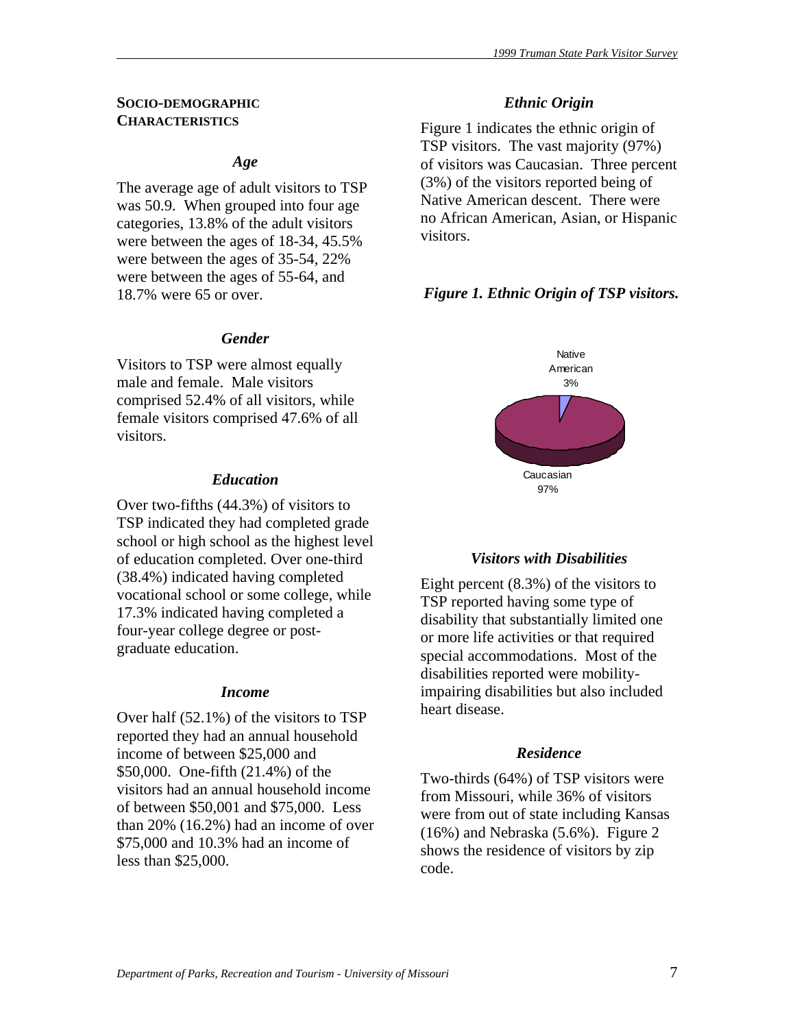## SOCIO-DEMOGRAPHIC CHARACTERISTICS

### *Age*

The average age of adult visitors to TSP was 50.9. When grouped into four age categories, 13.8% of the adult visitors were between the ages of 18-34, 45.5% were between the ages of 35-54, 22% were between the ages of 55-64, and 18.7% were 65 or over.

### *Gender*

Visitors to TSP were almost equally male and female. Male visitors comprised 52.4% of all visitors, while female visitors comprised 47.6% of all visitors.

### *Education*

Over two-fifths (44.3%) of visitors to TSP indicated they had completed grade school or high school as the highest level of education completed. Over one-third (38.4%) indicated having completed vocational school or some college, while 17.3% indicated having completed a four-year college degree or post-graduate education.

### *Income*

Over half (52.1%) of the visitors to TSP reported they had an annual household income of between $25,000 and $50,000. One-fifth (21.4%) of the visitors had an annual household income of between $50,001 and $75,000. Less than 20% (16.2%) had an income of over $75,000 and 10.3% had an income of less than $25,000.

### *Ethnic Origin*

Figure 1 indicates the ethnic origin of TSP visitors. The vast majority (97%) of visitors was Caucasian. Three percent (3%) of the visitors reported being of Native American descent. There were no African American, Asian, or Hispanic visitors.

***Figure 1. Ethnic Origin of TSP visitors.***

Native American 3%

Caucasian 97%

### *Visitors with Disabilities*

Eight percent (8.3%) of the visitors to TSP reported having some type of disability that substantially limited one or more life activities or that required special accommodations. Most of the disabilities reported were mobility-impairing disabilities but also included heart disease.

### *Residence*

Two-thirds (64%) of TSP visitors were from Missouri, while 36% of visitors were from out of state including Kansas (16%) and Nebraska (5.6%). Figure 2 shows the residence of visitors by zip code.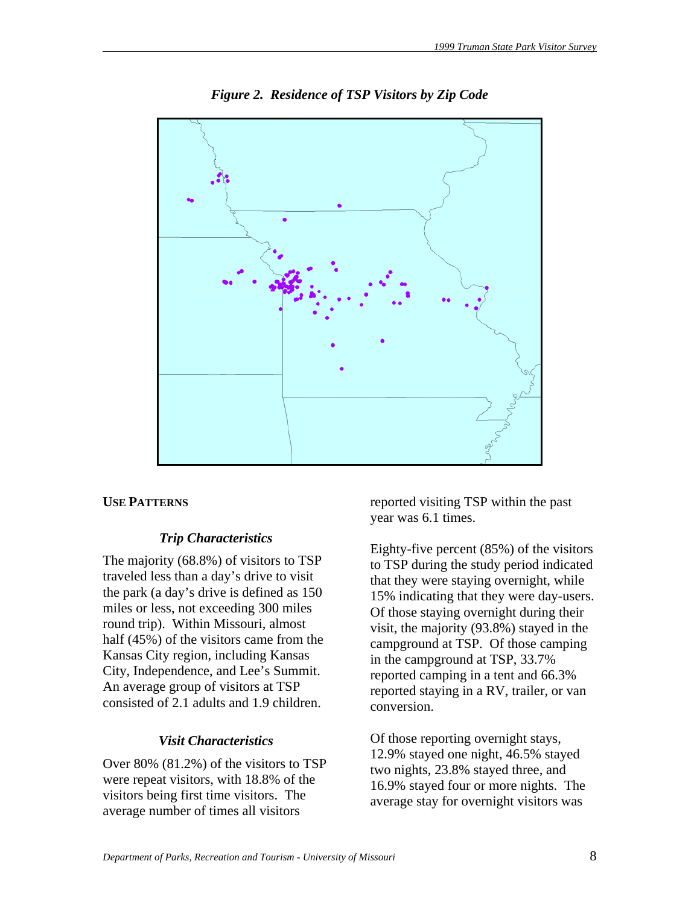*Figure 2. Residence of TSP Visitors by Zip Code*

## USE PATTERNS

### *Trip Characteristics*

The majority (68.8%) of visitors to TSP traveled less than a day's drive to visit the park (a day's drive is defined as 150 miles or less, not exceeding 300 miles round trip). Within Missouri, almost half (45%) of the visitors came from the Kansas City region, including Kansas City, Independence, and Lee's Summit. An average group of visitors at TSP consisted of 2.1 adults and 1.9 children.

### *Visit Characteristics*

Over 80% (81.2%) of the visitors to TSP were repeat visitors, with 18.8% of the visitors being first time visitors. The average number of times all visitors reported visiting TSP within the past year was 6.1 times.

Eighty-five percent (85%) of the visitors to TSP during the study period indicated that they were staying overnight, while 15% indicating that they were day-users. Of those staying overnight during their visit, the majority (93.8%) stayed in the campground at TSP. Of those camping in the campground at TSP, 33.7% reported camping in a tent and 66.3% reported staying in a RV, trailer, or van conversion.

Of those reporting overnight stays, 12.9% stayed one night, 46.5% stayed two nights, 23.8% stayed three, and 16.9% stayed four or more nights. The average stay for overnight visitors was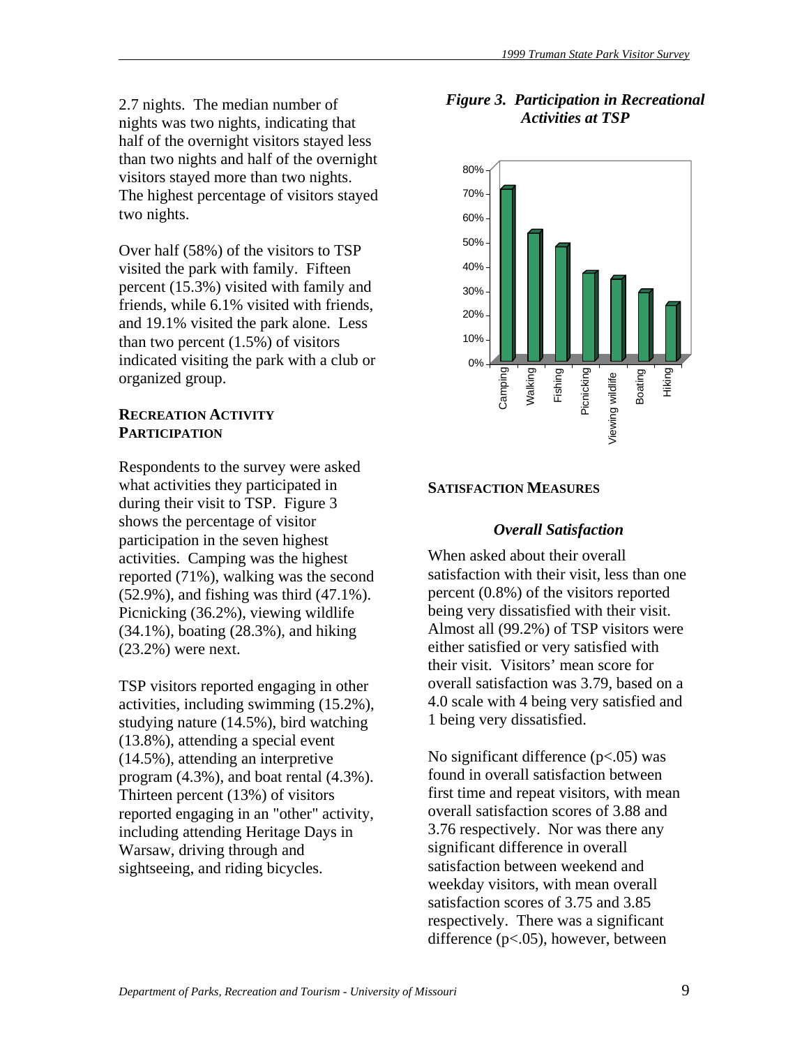2.7 nights. The median number of nights was two nights, indicating that half of the overnight visitors stayed less than two nights and half of the overnight visitors stayed more than two nights. The highest percentage of visitors stayed two nights.

Over half (58%) of the visitors to TSP visited the park with family. Fifteen percent (15.3%) visited with family and friends, while 6.1% visited with friends, and 19.1% visited the park alone. Less than two percent (1.5%) of visitors indicated visiting the park with a club or organized group.

## RECREATION ACTIVITY PARTICIPATION

Respondents to the survey were asked what activities they participated in during their visit to TSP. Figure 3 shows the percentage of visitor participation in the seven highest activities. Camping was the highest reported (71%), walking was the second (52.9%), and fishing was third (47.1%). Picnicking (36.2%), viewing wildlife (34.1%), boating (28.3%), and hiking (23.2%) were next.

TSP visitors reported engaging in other activities, including swimming (15.2%), studying nature (14.5%), bird watching (13.8%), attending a special event (14.5%), attending an interpretive program (4.3%), and boat rental (4.3%). Thirteen percent (13%) of visitors reported engaging in an "other" activity, including attending Heritage Days in Warsaw, driving through and sightseeing, and riding bicycles.

***Figure 3. Participation in Recreational Activities at TSP***

## SATISFACTION MEASURES

### *Overall Satisfaction*

When asked about their overall satisfaction with their visit, less than one percent (0.8%) of the visitors reported being very dissatisfied with their visit. Almost all (99.2%) of TSP visitors were either satisfied or very satisfied with their visit. Visitors' mean score for overall satisfaction was 3.79, based on a 4.0 scale with 4 being very satisfied and 1 being very dissatisfied.

No significant difference ($p<.05$) was found in overall satisfaction between first time and repeat visitors, with mean overall satisfaction scores of 3.88 and 3.76 respectively. Nor was there any significant difference in overall satisfaction between weekend and weekday visitors, with mean overall satisfaction scores of 3.75 and 3.85 respectively. There was a significant difference ($p<.05$), however, between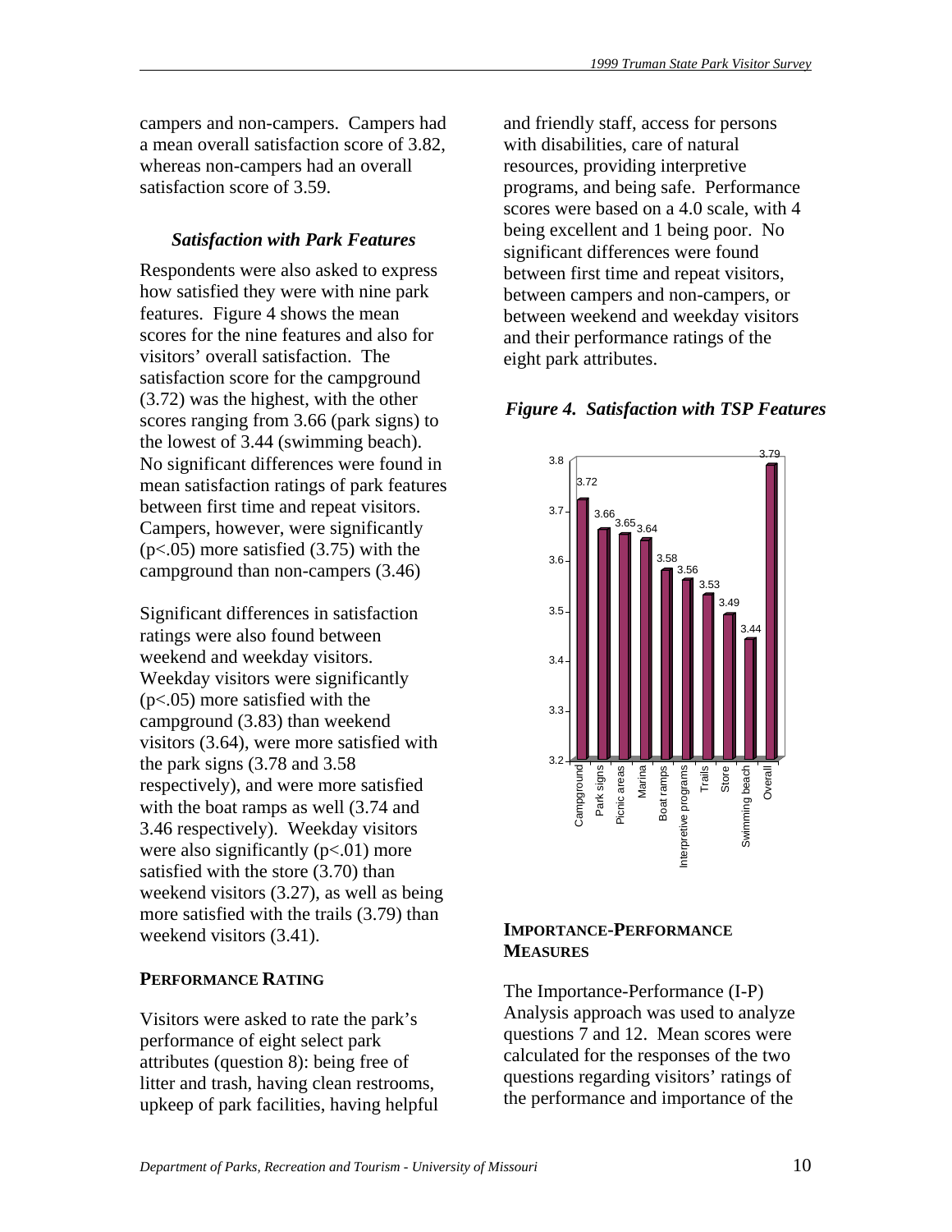campers and non-campers. Campers had a mean overall satisfaction score of 3.82, whereas non-campers had an overall satisfaction score of 3.59.

### *Satisfaction with Park Features*

Respondents were also asked to express how satisfied they were with nine park features. Figure 4 shows the mean scores for the nine features and also for visitors' overall satisfaction. The satisfaction score for the campground (3.72) was the highest, with the other scores ranging from 3.66 (park signs) to the lowest of 3.44 (swimming beach). No significant differences were found in mean satisfaction ratings of park features between first time and repeat visitors. Campers, however, were significantly ($p<.05$) more satisfied (3.75) with the campground than non-campers (3.46)

Significant differences in satisfaction ratings were also found between weekend and weekday visitors. Weekday visitors were significantly ($p<.05$) more satisfied with the campground (3.83) than weekend visitors (3.64), were more satisfied with the park signs (3.78 and 3.58 respectively), and were more satisfied with the boat ramps as well (3.74 and 3.46 respectively). Weekday visitors were also significantly ($p<.01$) more satisfied with the store (3.70) than weekend visitors (3.27), as well as being more satisfied with the trails (3.79) than weekend visitors (3.41).

## PERFORMANCE RATING

Visitors were asked to rate the park's performance of eight select park attributes (question 8): being free of litter and trash, having clean restrooms, upkeep of park facilities, having helpful and friendly staff, access for persons with disabilities, care of natural resources, providing interpretive programs, and being safe. Performance scores were based on a 4.0 scale, with 4 being excellent and 1 being poor. No significant differences were found between first time and repeat visitors, between campers and non-campers, or between weekend and weekday visitors and their performance ratings of the eight park attributes.

***Figure 4. Satisfaction with TSP Features***

| Feature | Mean |
|---|---|
| Campground | 3.72 |
| Park signs | 3.66 |
| Picnic areas | 3.65 |
| Marina | 3.64 |
| Boat ramps | 3.58 |
| Interpretive programs | 3.56 |
| Trails | 3.53 |
| Store | 3.49 |
| Swimming beach | 3.44 |
| Overall | 3.79 |

## IMPORTANCE-PERFORMANCE MEASURES

The Importance-Performance (I-P) Analysis approach was used to analyze questions 7 and 12. Mean scores were calculated for the responses of the two questions regarding visitors' ratings of the performance and importance of the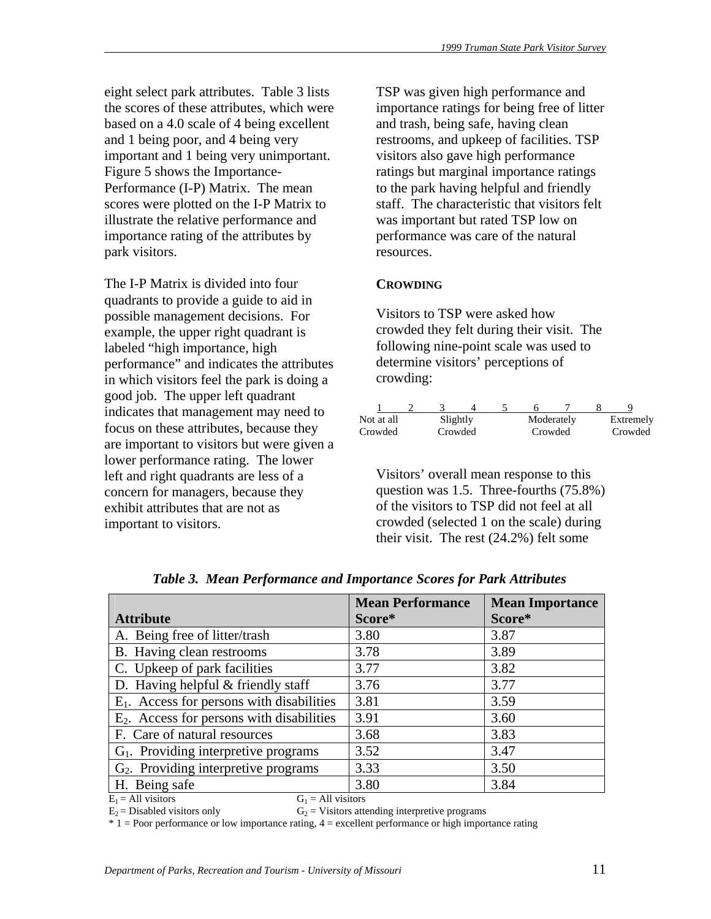eight select park attributes. Table 3 lists the scores of these attributes, which were based on a 4.0 scale of 4 being excellent and 1 being poor, and 4 being very important and 1 being very unimportant. Figure 5 shows the Importance-Performance (I-P) Matrix. The mean scores were plotted on the I-P Matrix to illustrate the relative performance and importance rating of the attributes by park visitors.

The I-P Matrix is divided into four quadrants to provide a guide to aid in possible management decisions. For example, the upper right quadrant is labeled "high importance, high performance" and indicates the attributes in which visitors feel the park is doing a good job. The upper left quadrant indicates that management may need to focus on these attributes, because they are important to visitors but were given a lower performance rating. The lower left and right quadrants are less of a concern for managers, because they exhibit attributes that are not as important to visitors.

TSP was given high performance and importance ratings for being free of litter and trash, being safe, having clean restrooms, and upkeep of facilities. TSP visitors also gave high performance ratings but marginal importance ratings to the park having helpful and friendly staff. The characteristic that visitors felt was important but rated TSP low on performance was care of the natural resources.

### CROWDING

Visitors to TSP were asked how crowded they felt during their visit. The following nine-point scale was used to determine visitors' perceptions of crowding:

| 1 | 2 | 3 | 4 | 5 | 6 | 7 | 8 | 9 |
|---|---|---|---|---|---|---|---|---|
| Not at all Crowded | | Slightly Crowded | | | Moderately Crowded | | | Extremely Crowded |

Visitors' overall mean response to this question was 1.5. Three-fourths (75.8%) of the visitors to TSP did not feel at all crowded (selected 1 on the scale) during their visit. The rest (24.2%) felt some

***Table 3. Mean Performance and Importance Scores for Park Attributes***

| Attribute | Mean Performance Score* | Mean Importance Score* |
|---|---|---|
| A. Being free of litter/trash | 3.80 | 3.87 |
| B. Having clean restrooms | 3.78 | 3.89 |
| C. Upkeep of park facilities | 3.77 | 3.82 |
| D. Having helpful & friendly staff | 3.76 | 3.77 |
| $E_1$. Access for persons with disabilities | 3.81 | 3.59 |
| $E_2$. Access for persons with disabilities | 3.91 | 3.60 |
| F. Care of natural resources | 3.68 | 3.83 |
| $G_1$. Providing interpretive programs | 3.52 | 3.47 |
| $G_2$. Providing interpretive programs | 3.33 | 3.50 |
| H. Being safe | 3.80 | 3.84 |

$E_1$ = All visitors
$E_2$ = Disabled visitors only
$G_1$ = All visitors
$G_2$ = Visitors attending interpretive programs
* 1 = Poor performance or low importance rating, 4 = excellent performance or high importance rating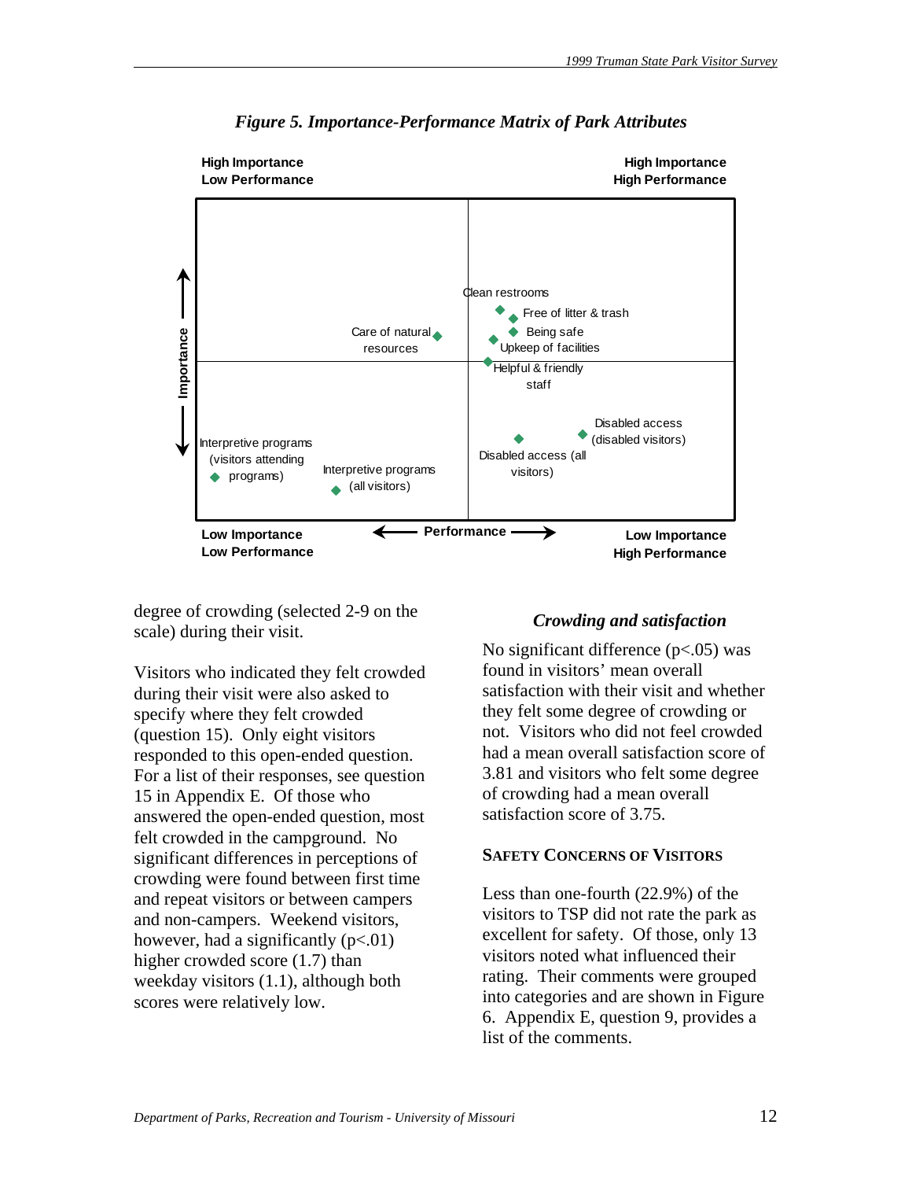*Figure 5. Importance-Performance Matrix of Park Attributes*

degree of crowding (selected 2-9 on the scale) during their visit.

Visitors who indicated they felt crowded during their visit were also asked to specify where they felt crowded (question 15). Only eight visitors responded to this open-ended question. For a list of their responses, see question 15 in Appendix E. Of those who answered the open-ended question, most felt crowded in the campground. No significant differences in perceptions of crowding were found between first time and repeat visitors or between campers and non-campers. Weekend visitors, however, had a significantly ($p<.01$) higher crowded score (1.7) than weekday visitors (1.1), although both scores were relatively low.

### *Crowding and satisfaction*

No significant difference ($p<.05$) was found in visitors' mean overall satisfaction with their visit and whether they felt some degree of crowding or not. Visitors who did not feel crowded had a mean overall satisfaction score of 3.81 and visitors who felt some degree of crowding had a mean overall satisfaction score of 3.75.

## SAFETY CONCERNS OF VISITORS

Less than one-fourth (22.9%) of the visitors to TSP did not rate the park as excellent for safety. Of those, only 13 visitors noted what influenced their rating. Their comments were grouped into categories and are shown in Figure 6. Appendix E, question 9, provides a list of the comments.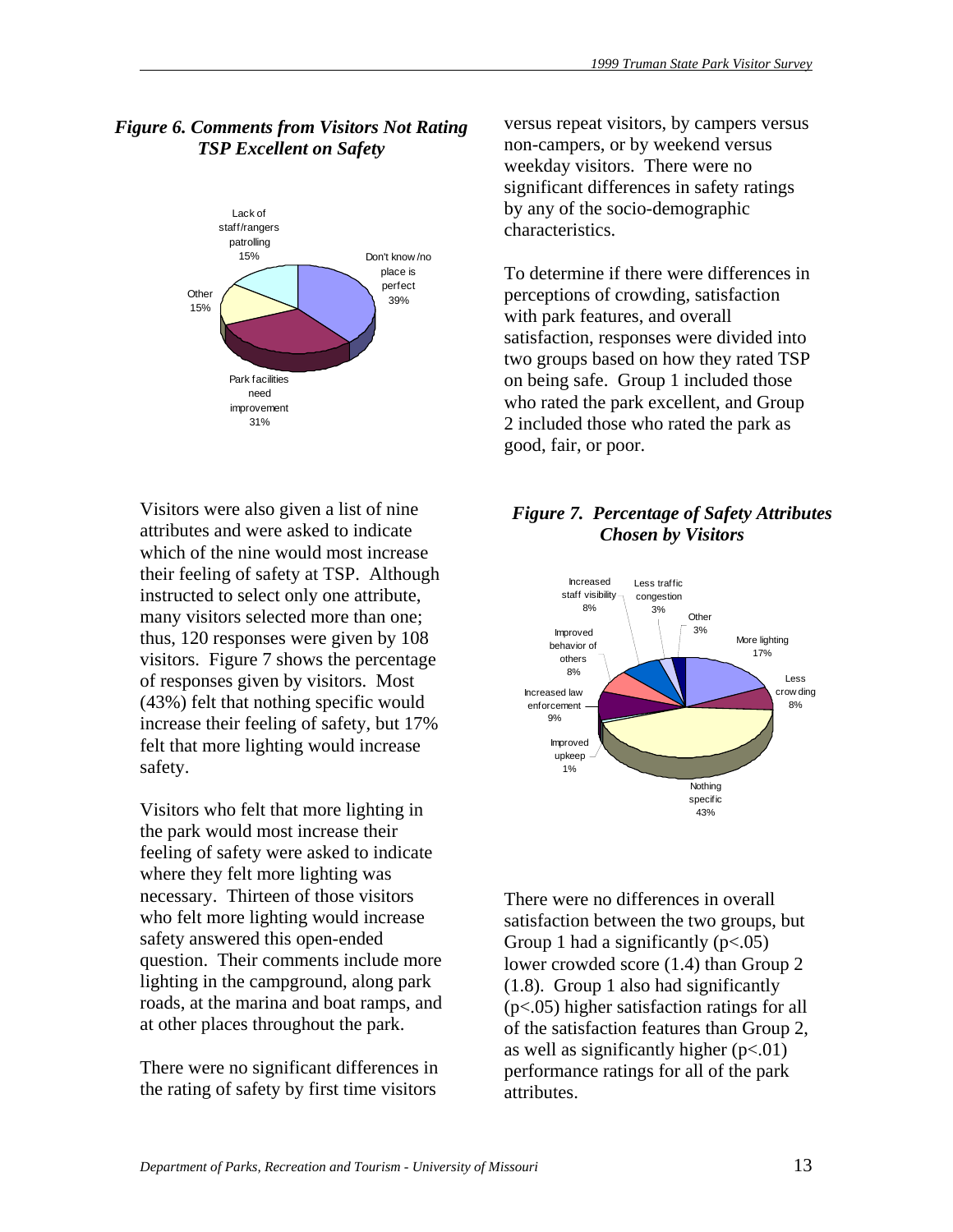*Figure 6. Comments from Visitors Not Rating TSP Excellent on Safety*

Visitors were also given a list of nine attributes and were asked to indicate which of the nine would most increase their feeling of safety at TSP. Although instructed to select only one attribute, many visitors selected more than one; thus, 120 responses were given by 108 visitors. Figure 7 shows the percentage of responses given by visitors. Most (43%) felt that nothing specific would increase their feeling of safety, but 17% felt that more lighting would increase safety.

Visitors who felt that more lighting in the park would most increase their feeling of safety were asked to indicate where they felt more lighting was necessary. Thirteen of those visitors who felt more lighting would increase safety answered this open-ended question. Their comments include more lighting in the campground, along park roads, at the marina and boat ramps, and at other places throughout the park.

There were no significant differences in the rating of safety by first time visitors versus repeat visitors, by campers versus non-campers, or by weekend versus weekday visitors. There were no significant differences in safety ratings by any of the socio-demographic characteristics.

To determine if there were differences in perceptions of crowding, satisfaction with park features, and overall satisfaction, responses were divided into two groups based on how they rated TSP on being safe. Group 1 included those who rated the park excellent, and Group 2 included those who rated the park as good, fair, or poor.

*Figure 7. Percentage of Safety Attributes Chosen by Visitors*

There were no differences in overall satisfaction between the two groups, but Group 1 had a significantly ($p<.05$) lower crowded score (1.4) than Group 2 (1.8). Group 1 also had significantly ($p<.05$) higher satisfaction ratings for all of the satisfaction features than Group 2, as well as significantly higher ($p<.01$) performance ratings for all of the park attributes.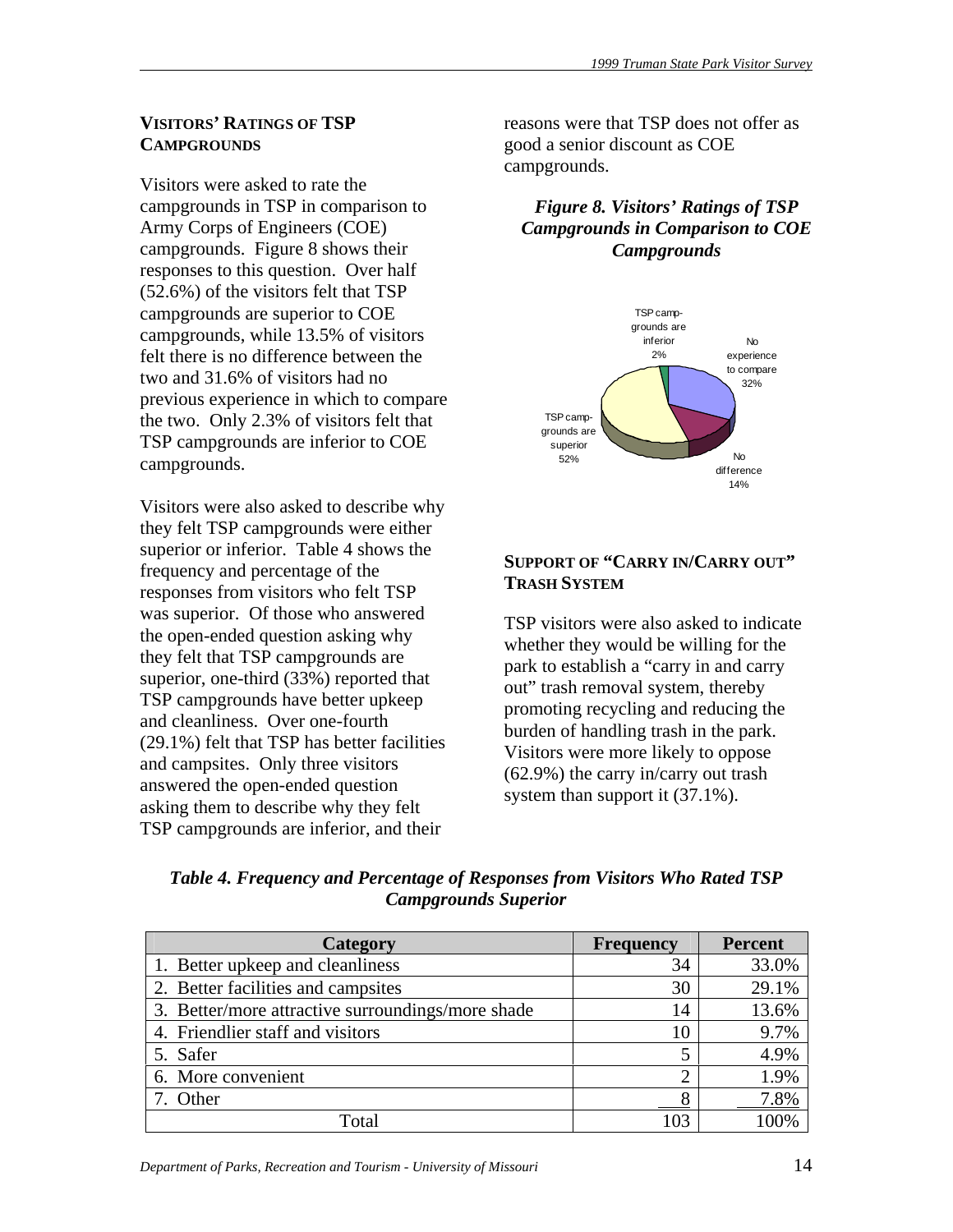## VISITORS' RATINGS OF TSP CAMPGROUNDS

Visitors were asked to rate the campgrounds in TSP in comparison to Army Corps of Engineers (COE) campgrounds. Figure 8 shows their responses to this question. Over half (52.6%) of the visitors felt that TSP campgrounds are superior to COE campgrounds, while 13.5% of visitors felt there is no difference between the two and 31.6% of visitors had no previous experience in which to compare the two. Only 2.3% of visitors felt that TSP campgrounds are inferior to COE campgrounds.

Visitors were also asked to describe why they felt TSP campgrounds were either superior or inferior. Table 4 shows the frequency and percentage of the responses from visitors who felt TSP was superior. Of those who answered the open-ended question asking why they felt that TSP campgrounds are superior, one-third (33%) reported that TSP campgrounds have better upkeep and cleanliness. Over one-fourth (29.1%) felt that TSP has better facilities and campsites. Only three visitors answered the open-ended question asking them to describe why they felt TSP campgrounds are inferior, and their reasons were that TSP does not offer as good a senior discount as COE campgrounds.

*Figure 8. Visitors' Ratings of TSP Campgrounds in Comparison to COE Campgrounds*

TSP camp-grounds are inferior 2%

No experience to compare 32%

No difference 14%

TSP camp-grounds are superior 52%

## SUPPORT OF "CARRY IN/CARRY OUT" TRASH SYSTEM

TSP visitors were also asked to indicate whether they would be willing for the park to establish a "carry in and carry out" trash removal system, thereby promoting recycling and reducing the burden of handling trash in the park. Visitors were more likely to oppose (62.9%) the carry in/carry out trash system than support it (37.1%).

*Table 4. Frequency and Percentage of Responses from Visitors Who Rated TSP Campgrounds Superior*

| Category | Frequency | Percent |
|---|---|---|
| 1. Better upkeep and cleanliness | 34 | 33.0% |
| 2. Better facilities and campsites | 30 | 29.1% |
| 3. Better/more attractive surroundings/more shade | 14 | 13.6% |
| 4. Friendlier staff and visitors | 10 | 9.7% |
| 5. Safer | 5 | 4.9% |
| 6. More convenient | 2 | 1.9% |
| 7. Other | 8 | 7.8% |
| Total | 103 | 100% |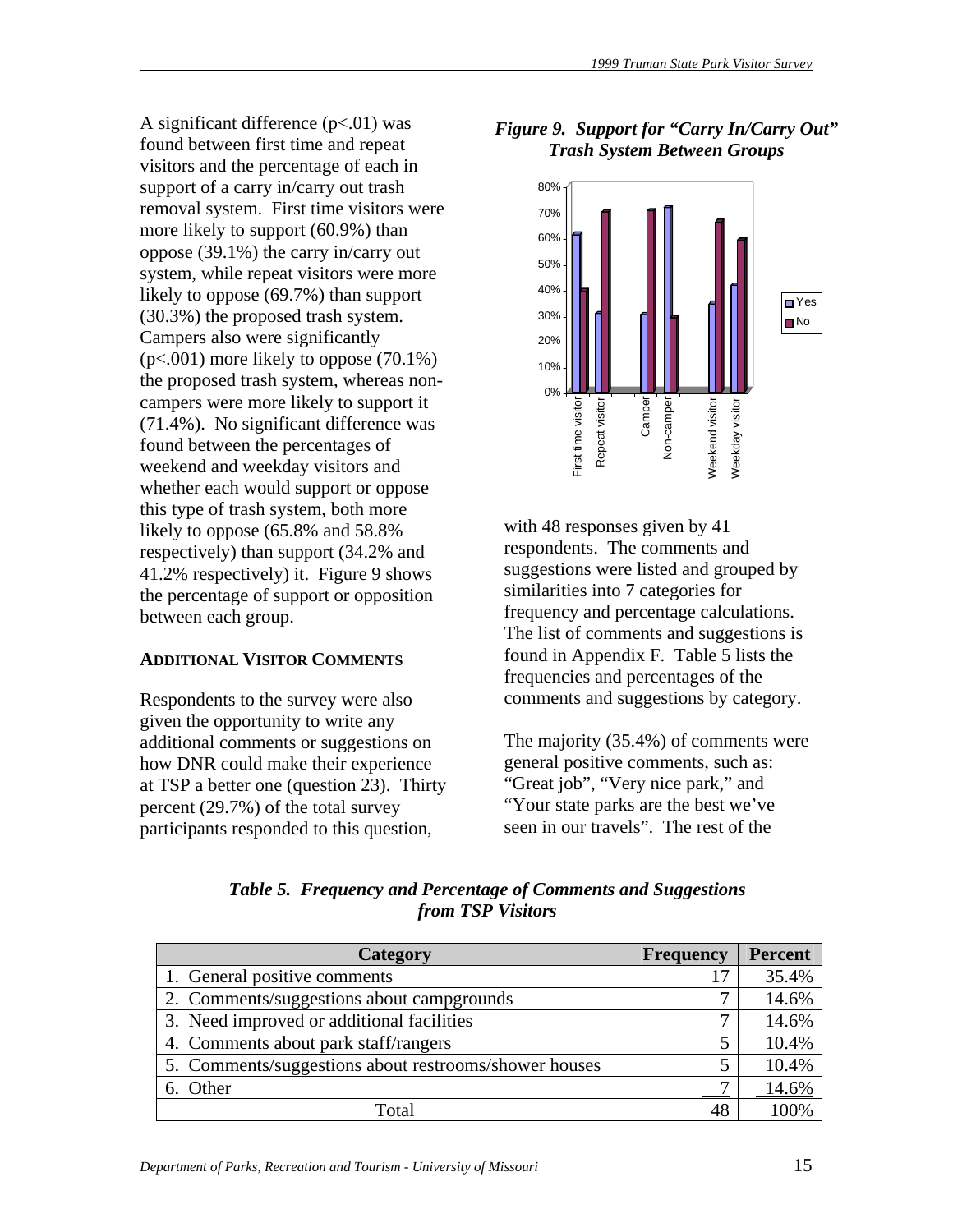A significant difference ($p<.01$) was found between first time and repeat visitors and the percentage of each in support of a carry in/carry out trash removal system. First time visitors were more likely to support (60.9%) than oppose (39.1%) the carry in/carry out system, while repeat visitors were more likely to oppose (69.7%) than support (30.3%) the proposed trash system. Campers also were significantly ($p<.001$) more likely to oppose (70.1%) the proposed trash system, whereas non-campers were more likely to support it (71.4%). No significant difference was found between the percentages of weekend and weekday visitors and whether each would support or oppose this type of trash system, both more likely to oppose (65.8% and 58.8% respectively) than support (34.2% and 41.2% respectively) it. Figure 9 shows the percentage of support or opposition between each group.

***Figure 9. Support for "Carry In/Carry Out" Trash System Between Groups***

### ADDITIONAL VISITOR COMMENTS

Respondents to the survey were also given the opportunity to write any additional comments or suggestions on how DNR could make their experience at TSP a better one (question 23). Thirty percent (29.7%) of the total survey participants responded to this question, with 48 responses given by 41 respondents. The comments and suggestions were listed and grouped by similarities into 7 categories for frequency and percentage calculations. The list of comments and suggestions is found in Appendix F. Table 5 lists the frequencies and percentages of the comments and suggestions by category.

The majority (35.4%) of comments were general positive comments, such as: "Great job", "Very nice park," and "Your state parks are the best we've seen in our travels". The rest of the

***Table 5. Frequency and Percentage of Comments and Suggestions from TSP Visitors***

| Category | Frequency | Percent |
|---|---|---|
| 1. General positive comments | 17 | 35.4% |
| 2. Comments/suggestions about campgrounds | 7 | 14.6% |
| 3. Need improved or additional facilities | 7 | 14.6% |
| 4. Comments about park staff/rangers | 5 | 10.4% |
| 5. Comments/suggestions about restrooms/shower houses | 5 | 10.4% |
| 6. Other | 7 | 14.6% |
| Total | 48 | 100% |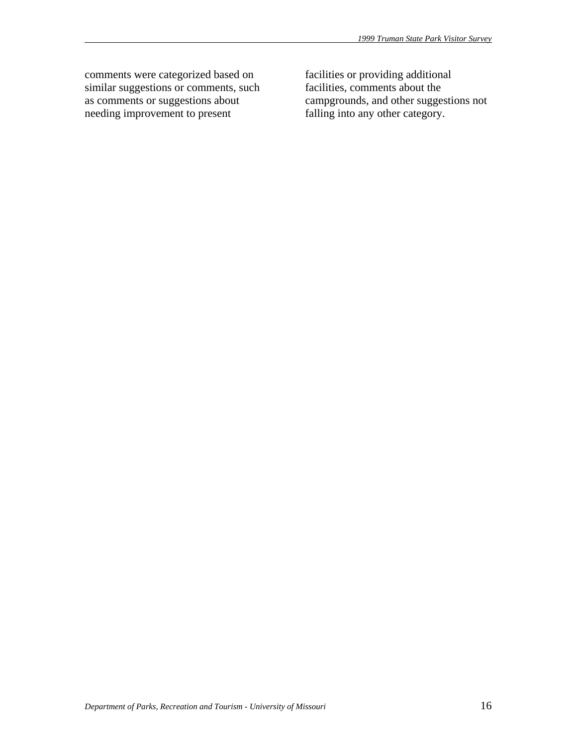comments were categorized based on similar suggestions or comments, such as comments or suggestions about needing improvement to present facilities or providing additional facilities, comments about the campgrounds, and other suggestions not falling into any other category.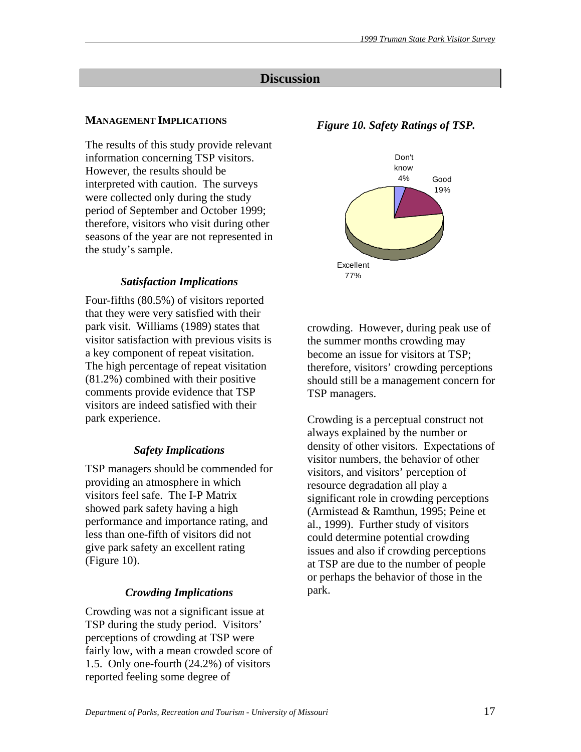## Discussion

### MANAGEMENT IMPLICATIONS

The results of this study provide relevant information concerning TSP visitors. However, the results should be interpreted with caution. The surveys were collected only during the study period of September and October 1999; therefore, visitors who visit during other seasons of the year are not represented in the study's sample.

#### *Satisfaction Implications*

Four-fifths (80.5%) of visitors reported that they were very satisfied with their park visit. Williams (1989) states that visitor satisfaction with previous visits is a key component of repeat visitation. The high percentage of repeat visitation (81.2%) combined with their positive comments provide evidence that TSP visitors are indeed satisfied with their park experience.

#### *Safety Implications*

TSP managers should be commended for providing an atmosphere in which visitors feel safe. The I-P Matrix showed park safety having a high performance and importance rating, and less than one-fifth of visitors did not give park safety an excellent rating (Figure 10).

***Figure 10. Safety Ratings of TSP.***

Don't know 4%

Good 19%

Excellent 77%

#### *Crowding Implications*

Crowding was not a significant issue at TSP during the study period. Visitors' perceptions of crowding at TSP were fairly low, with a mean crowded score of 1.5. Only one-fourth (24.2%) of visitors reported feeling some degree of crowding. However, during peak use of the summer months crowding may become an issue for visitors at TSP; therefore, visitors' crowding perceptions should still be a management concern for TSP managers.

Crowding is a perceptual construct not always explained by the number or density of other visitors. Expectations of visitor numbers, the behavior of other visitors, and visitors' perception of resource degradation all play a significant role in crowding perceptions (Armistead & Ramthun, 1995; Peine et al., 1999). Further study of visitors could determine potential crowding issues and also if crowding perceptions at TSP are due to the number of people or perhaps the behavior of those in the park.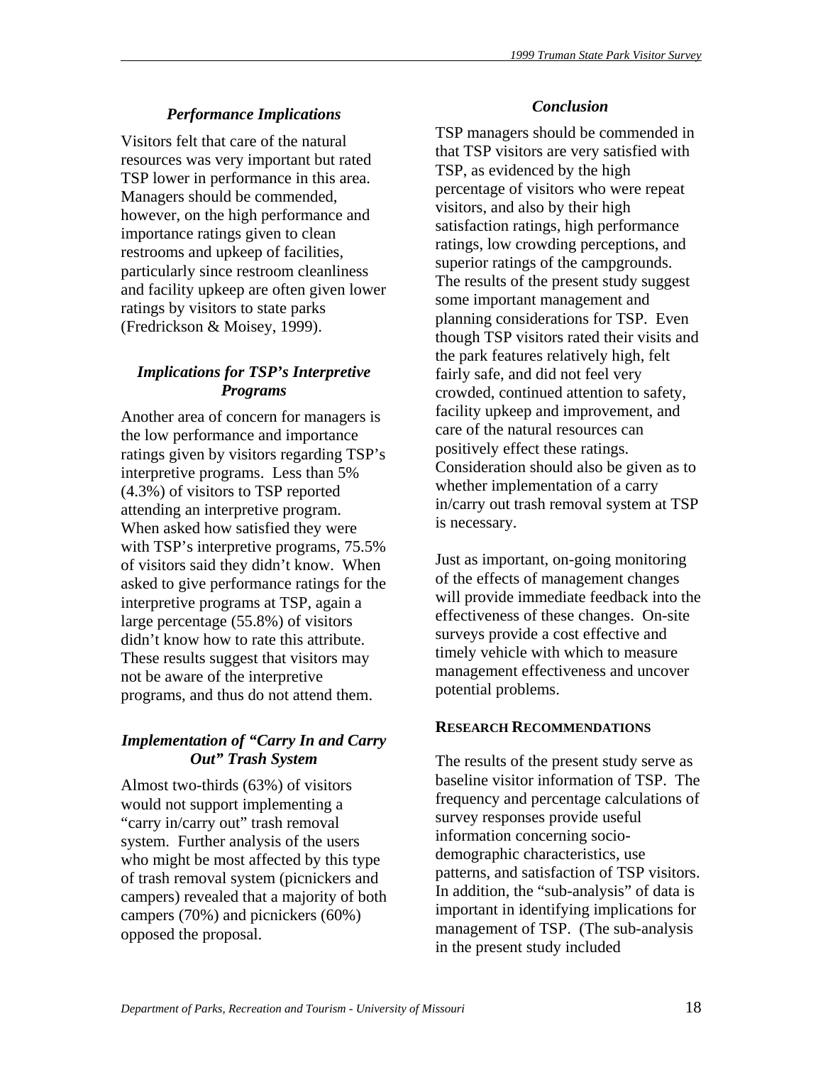### *Performance Implications*

Visitors felt that care of the natural resources was very important but rated TSP lower in performance in this area. Managers should be commended, however, on the high performance and importance ratings given to clean restrooms and upkeep of facilities, particularly since restroom cleanliness and facility upkeep are often given lower ratings by visitors to state parks (Fredrickson & Moisey, 1999).

### *Implications for TSP's Interpretive Programs*

Another area of concern for managers is the low performance and importance ratings given by visitors regarding TSP's interpretive programs. Less than 5% (4.3%) of visitors to TSP reported attending an interpretive program. When asked how satisfied they were with TSP's interpretive programs, 75.5% of visitors said they didn't know. When asked to give performance ratings for the interpretive programs at TSP, again a large percentage (55.8%) of visitors didn't know how to rate this attribute. These results suggest that visitors may not be aware of the interpretive programs, and thus do not attend them.

### *Implementation of "Carry In and Carry Out" Trash System*

Almost two-thirds (63%) of visitors would not support implementing a "carry in/carry out" trash removal system. Further analysis of the users who might be most affected by this type of trash removal system (picnickers and campers) revealed that a majority of both campers (70%) and picnickers (60%) opposed the proposal.

### *Conclusion*

TSP managers should be commended in that TSP visitors are very satisfied with TSP, as evidenced by the high percentage of visitors who were repeat visitors, and also by their high satisfaction ratings, high performance ratings, low crowding perceptions, and superior ratings of the campgrounds. The results of the present study suggest some important management and planning considerations for TSP. Even though TSP visitors rated their visits and the park features relatively high, felt fairly safe, and did not feel very crowded, continued attention to safety, facility upkeep and improvement, and care of the natural resources can positively effect these ratings. Consideration should also be given as to whether implementation of a carry in/carry out trash removal system at TSP is necessary.

Just as important, on-going monitoring of the effects of management changes will provide immediate feedback into the effectiveness of these changes. On-site surveys provide a cost effective and timely vehicle with which to measure management effectiveness and uncover potential problems.

## **RESEARCH RECOMMENDATIONS**

The results of the present study serve as baseline visitor information of TSP. The frequency and percentage calculations of survey responses provide useful information concerning socio-demographic characteristics, use patterns, and satisfaction of TSP visitors. In addition, the "sub-analysis" of data is important in identifying implications for management of TSP. (The sub-analysis in the present study included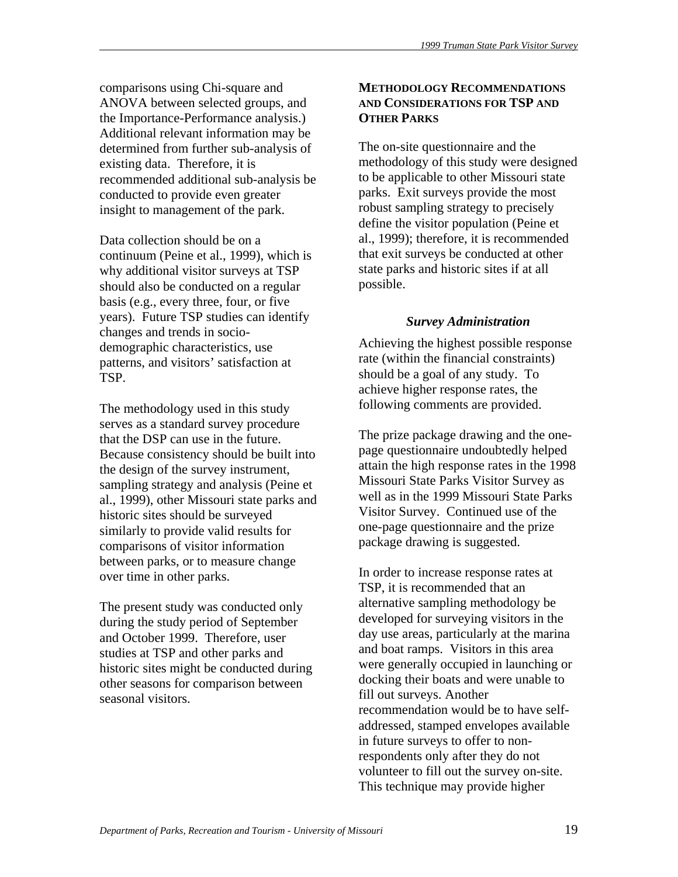comparisons using Chi-square and ANOVA between selected groups, and the Importance-Performance analysis.) Additional relevant information may be determined from further sub-analysis of existing data. Therefore, it is recommended additional sub-analysis be conducted to provide even greater insight to management of the park.

Data collection should be on a continuum (Peine et al., 1999), which is why additional visitor surveys at TSP should also be conducted on a regular basis (e.g., every three, four, or five years). Future TSP studies can identify changes and trends in socio-demographic characteristics, use patterns, and visitors' satisfaction at TSP.

The methodology used in this study serves as a standard survey procedure that the DSP can use in the future. Because consistency should be built into the design of the survey instrument, sampling strategy and analysis (Peine et al., 1999), other Missouri state parks and historic sites should be surveyed similarly to provide valid results for comparisons of visitor information between parks, or to measure change over time in other parks.

The present study was conducted only during the study period of September and October 1999. Therefore, user studies at TSP and other parks and historic sites might be conducted during other seasons for comparison between seasonal visitors.

## METHODOLOGY RECOMMENDATIONS AND CONSIDERATIONS FOR TSP AND OTHER PARKS

The on-site questionnaire and the methodology of this study were designed to be applicable to other Missouri state parks. Exit surveys provide the most robust sampling strategy to precisely define the visitor population (Peine et al., 1999); therefore, it is recommended that exit surveys be conducted at other state parks and historic sites if at all possible.

### *Survey Administration*

Achieving the highest possible response rate (within the financial constraints) should be a goal of any study. To achieve higher response rates, the following comments are provided.

The prize package drawing and the one-page questionnaire undoubtedly helped attain the high response rates in the 1998 Missouri State Parks Visitor Survey as well as in the 1999 Missouri State Parks Visitor Survey. Continued use of the one-page questionnaire and the prize package drawing is suggested.

In order to increase response rates at TSP, it is recommended that an alternative sampling methodology be developed for surveying visitors in the day use areas, particularly at the marina and boat ramps. Visitors in this area were generally occupied in launching or docking their boats and were unable to fill out surveys. Another recommendation would be to have self-addressed, stamped envelopes available in future surveys to offer to non-respondents only after they do not volunteer to fill out the survey on-site. This technique may provide higher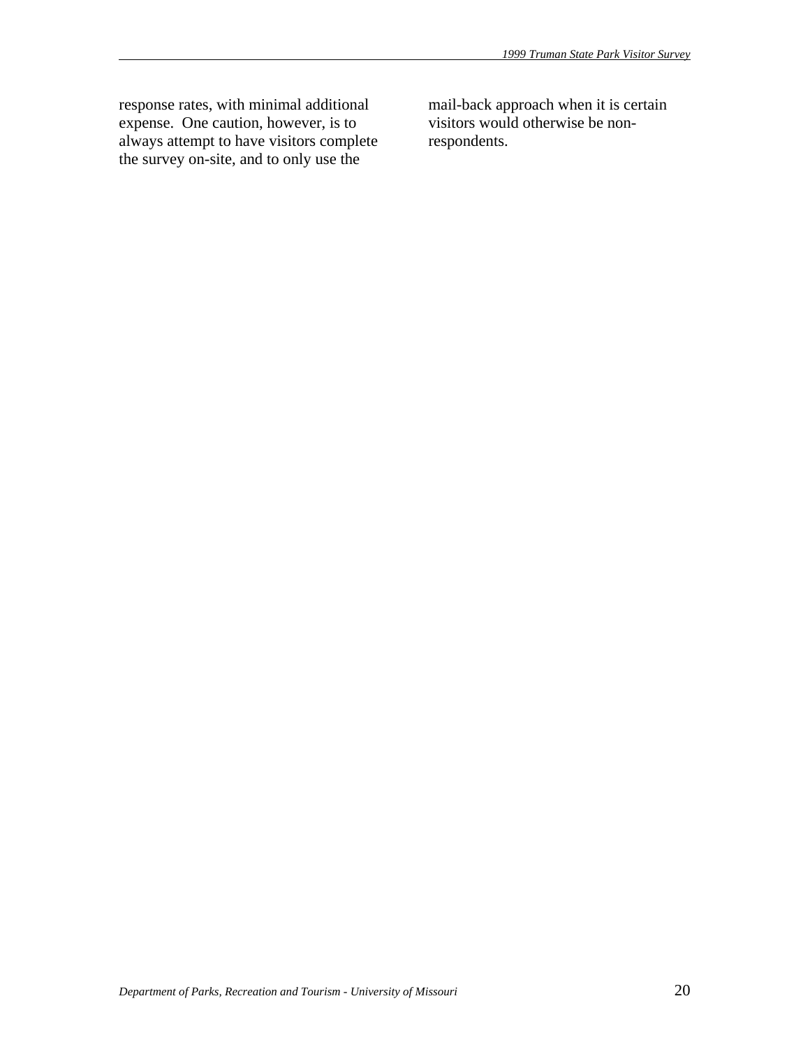response rates, with minimal additional expense. One caution, however, is to always attempt to have visitors complete the survey on-site, and to only use the mail-back approach when it is certain visitors would otherwise be non-respondents.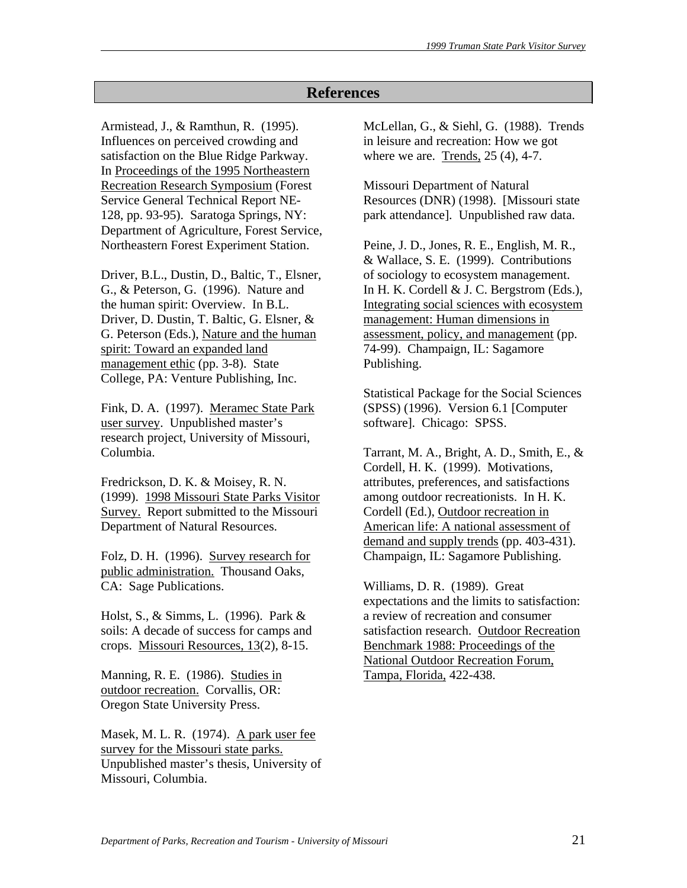# References

Armistead, J., & Ramthun, R. (1995). Influences on perceived crowding and satisfaction on the Blue Ridge Parkway. In Proceedings of the 1995 Northeastern Recreation Research Symposium (Forest Service General Technical Report NE-128, pp. 93-95). Saratoga Springs, NY: Department of Agriculture, Forest Service, Northeastern Forest Experiment Station.

Driver, B.L., Dustin, D., Baltic, T., Elsner, G., & Peterson, G. (1996). Nature and the human spirit: Overview. In B.L. Driver, D. Dustin, T. Baltic, G. Elsner, & G. Peterson (Eds.), Nature and the human spirit: Toward an expanded land management ethic (pp. 3-8). State College, PA: Venture Publishing, Inc.

Fink, D. A. (1997). Meramec State Park user survey. Unpublished master's research project, University of Missouri, Columbia.

Fredrickson, D. K. & Moisey, R. N. (1999). 1998 Missouri State Parks Visitor Survey. Report submitted to the Missouri Department of Natural Resources.

Folz, D. H. (1996). Survey research for public administration. Thousand Oaks, CA: Sage Publications.

Holst, S., & Simms, L. (1996). Park & soils: A decade of success for camps and crops. Missouri Resources, 13(2), 8-15.

Manning, R. E. (1986). Studies in outdoor recreation. Corvallis, OR: Oregon State University Press.

Masek, M. L. R. (1974). A park user fee survey for the Missouri state parks. Unpublished master's thesis, University of Missouri, Columbia.

McLellan, G., & Siehl, G. (1988). Trends in leisure and recreation: How we got where we are. Trends, 25 (4), 4-7.

Missouri Department of Natural Resources (DNR) (1998). [Missouri state park attendance]. Unpublished raw data.

Peine, J. D., Jones, R. E., English, M. R., & Wallace, S. E. (1999). Contributions of sociology to ecosystem management. In H. K. Cordell & J. C. Bergstrom (Eds.), Integrating social sciences with ecosystem management: Human dimensions in assessment, policy, and management (pp. 74-99). Champaign, IL: Sagamore Publishing.

Statistical Package for the Social Sciences (SPSS) (1996). Version 6.1 [Computer software]. Chicago: SPSS.

Tarrant, M. A., Bright, A. D., Smith, E., & Cordell, H. K. (1999). Motivations, attributes, preferences, and satisfactions among outdoor recreationists. In H. K. Cordell (Ed.), Outdoor recreation in American life: A national assessment of demand and supply trends (pp. 403-431). Champaign, IL: Sagamore Publishing.

Williams, D. R. (1989). Great expectations and the limits to satisfaction: a review of recreation and consumer satisfaction research. Outdoor Recreation Benchmark 1988: Proceedings of the National Outdoor Recreation Forum, Tampa, Florida, 422-438.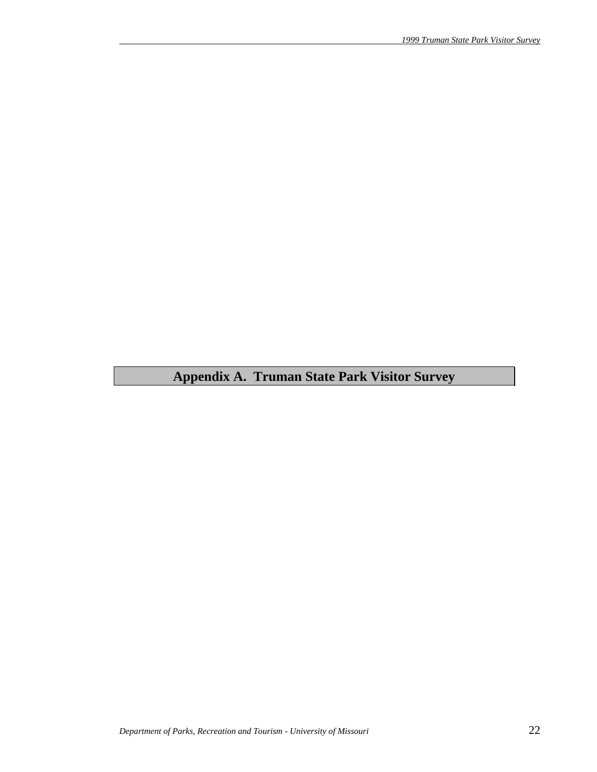# Appendix A. Truman State Park Visitor Survey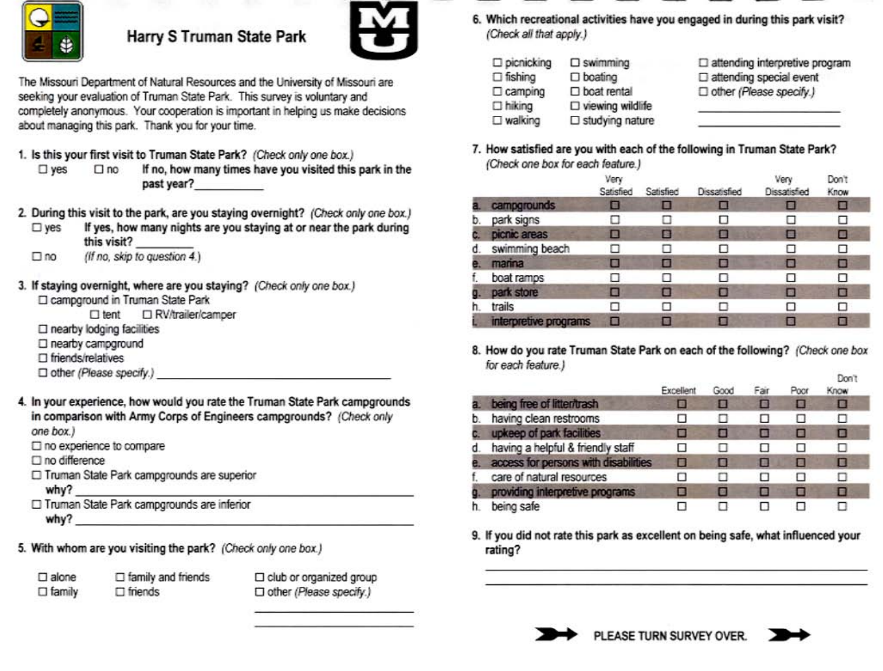# Harry S Truman State Park

The Missouri Department of Natural Resources and the University of Missouri are seeking your evaluation of Truman State Park. This survey is voluntary and completely anonymous. Your cooperation is important in helping us make decisions about managing this park. Thank you for your time.

**1. Is this your first visit to Truman State Park?** *(Check only one box.)*

☐ yes ☐ no **If no, how many times have you visited this park in the past year?**\_\_\_\_\_\_\_\_\_\_

**2. During this visit to the park, are you staying overnight?** *(Check only one box.)*

☐ yes **If yes, how many nights are you staying at or near the park during this visit?** \_\_\_\_\_\_\_\_\_\_

☐ no *(If no, skip to question 4.)*

**3. If staying overnight, where are you staying?** *(Check only one box.)*

- ☐ campground in Truman State Park
  - ☐ tent ☐ RV/trailer/camper
- ☐ nearby lodging facilities
- ☐ nearby campground
- ☐ friends/relatives
- ☐ other *(Please specify.)* \_\_\_\_\_\_\_\_\_\_\_\_\_\_\_\_\_\_\_\_

**4. In your experience, how would you rate the Truman State Park campgrounds in comparison with Army Corps of Engineers campgrounds?** *(Check only one box.)*

- ☐ no experience to compare
- ☐ no difference
- ☐ Truman State Park campgrounds are superior
  - **why?** \_\_\_\_\_\_\_\_\_\_\_\_\_\_\_\_\_\_\_\_
- ☐ Truman State Park campgrounds are inferior
  - **why?** \_\_\_\_\_\_\_\_\_\_\_\_\_\_\_\_\_\_\_\_

**5. With whom are you visiting the park?** *(Check only one box.)*

☐ alone ☐ family ☐ family and friends ☐ friends ☐ club or organized group ☐ other *(Please specify.)* \_\_\_\_\_\_\_\_\_\_\_\_\_\_\_\_\_\_\_\_

**6. Which recreational activities have you engaged in during this park visit?** *(Check all that apply.)*

☐ picnicking ☐ fishing ☐ camping ☐ hiking ☐ walking ☐ swimming ☐ boating ☐ boat rental ☐ viewing wildlife ☐ studying nature ☐ attending interpretive program ☐ attending special event ☐ other *(Please specify.)* \_\_\_\_\_\_\_\_\_\_\_\_\_\_\_\_\_\_\_\_

**7. How satisfied are you with each of the following in Truman State Park?** *(Check one box for each feature.)*

| | Very Satisfied | Satisfied | Dissatisfied | Very Dissatisfied | Don't Know |
|---|---|---|---|---|---|
| a. campgrounds | ☐ | ☐ | ☐ | ☐ | ☐ |
| b. park signs | ☐ | ☐ | ☐ | ☐ | ☐ |
| c. picnic areas | ☐ | ☐ | ☐ | ☐ | ☐ |
| d. swimming beach | ☐ | ☐ | ☐ | ☐ | ☐ |
| e. marina | ☐ | ☐ | ☐ | ☐ | ☐ |
| f. boat ramps | ☐ | ☐ | ☐ | ☐ | ☐ |
| g. park store | ☐ | ☐ | ☐ | ☐ | ☐ |
| h. trails | ☐ | ☐ | ☐ | ☐ | ☐ |
| i. interpretive programs | ☐ | ☐ | ☐ | ☐ | ☐ |

**8. How do you rate Truman State Park on each of the following?** *(Check one box for each feature.)*

| | Excellent | Good | Fair | Poor | Don't Know |
|---|---|---|---|---|---|
| a. being free of litter/trash | ☐ | ☐ | ☐ | ☐ | ☐ |
| b. having clean restrooms | ☐ | ☐ | ☐ | ☐ | ☐ |
| c. upkeep of park facilities | ☐ | ☐ | ☐ | ☐ | ☐ |
| d. having a helpful & friendly staff | ☐ | ☐ | ☐ | ☐ | ☐ |
| e. access for persons with disabilities | ☐ | ☐ | ☐ | ☐ | ☐ |
| f. care of natural resources | ☐ | ☐ | ☐ | ☐ | ☐ |
| g. providing interpretive programs | ☐ | ☐ | ☐ | ☐ | ☐ |
| h. being safe | ☐ | ☐ | ☐ | ☐ | ☐ |

**9. If you did not rate this park as excellent on being safe, what influenced your rating?**

\_\_\_\_\_\_\_\_\_\_\_\_\_\_\_\_\_\_\_\_\_\_\_\_\_\_\_\_\_\_\_\_\_\_\_\_\_\_\_\_

\_\_\_\_\_\_\_\_\_\_\_\_\_\_\_\_\_\_\_\_\_\_\_\_\_\_\_\_\_\_\_\_\_\_\_\_\_\_\_\_

PLEASE TURN SURVEY OVER.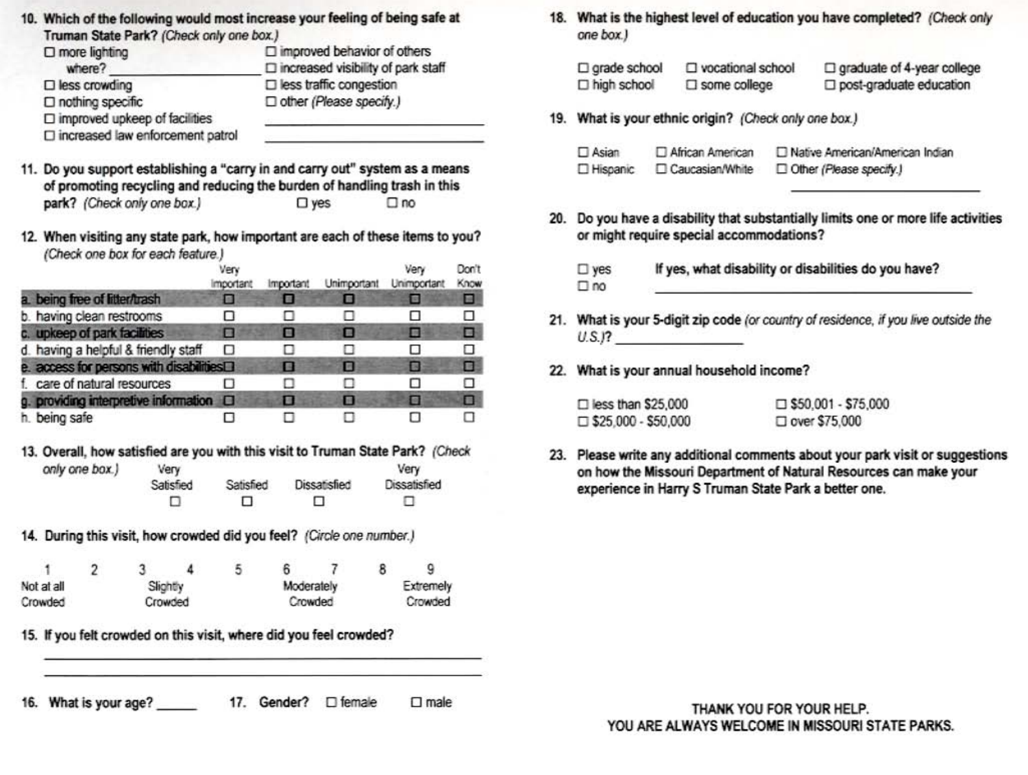10. **Which of the following would most increase your feeling of being safe at Truman State Park?** *(Check only one box.)*

- ☐ more lighting
  where? ____________________
- ☐ less crowding
- ☐ nothing specific
- ☐ improved upkeep of facilities
- ☐ increased law enforcement patrol
- ☐ improved behavior of others
- ☐ increased visibility of park staff
- ☐ less traffic congestion
- ☐ other *(Please specify.)*
  ____________________
  ____________________

11. **Do you support establishing a "carry in and carry out" system as a means of promoting recycling and reducing the burden of handling trash in this park?** *(Check only one box.)* ☐ yes ☐ no

12. **When visiting any state park, how important are each of these items to you?** *(Check one box for each feature.)*

| | Very Important | Important | Unimportant | Very Unimportant | Don't Know |
|---|---|---|---|---|---|
| a. being free of litter/trash | ☐ | ☐ | ☐ | ☐ | ☐ |
| b. having clean restrooms | ☐ | ☐ | ☐ | ☐ | ☐ |
| c. upkeep of park facilities | ☐ | ☐ | ☐ | ☐ | ☐ |
| d. having a helpful & friendly staff | ☐ | ☐ | ☐ | ☐ | ☐ |
| e. access for persons with disabilities | ☐ | ☐ | ☐ | ☐ | ☐ |
| f. care of natural resources | ☐ | ☐ | ☐ | ☐ | ☐ |
| g. providing interpretive information | ☐ | ☐ | ☐ | ☐ | ☐ |
| h. being safe | ☐ | ☐ | ☐ | ☐ | ☐ |

13. **Overall, how satisfied are you with this visit to Truman State Park?** *(Check only one box.)*

| Very Satisfied | Satisfied | Dissatisfied | Very Dissatisfied |
|---|---|---|---|
| ☐ | ☐ | ☐ | ☐ |

14. **During this visit, how crowded did you feel?** *(Circle one number.)*

| 1 | 2 | 3 | 4 | 5 | 6 | 7 | 8 | 9 |
|---|---|---|---|---|---|---|---|---|
| Not at all Crowded | | Slightly Crowded | | | Moderately Crowded | | | Extremely Crowded |

15. **If you felt crowded on this visit, where did you feel crowded?**

____________________

____________________

16. **What is your age?** ______

17. **Gender?** ☐ female ☐ male

18. **What is the highest level of education you have completed?** *(Check only one box.)*

- ☐ grade school
- ☐ high school
- ☐ vocational school
- ☐ some college
- ☐ graduate of 4-year college
- ☐ post-graduate education

19. **What is your ethnic origin?** *(Check only one box.)*

- ☐ Asian
- ☐ Hispanic
- ☐ African American
- ☐ Caucasian/White
- ☐ Native American/American Indian
- ☐ Other *(Please specify.)* ____________________

20. **Do you have a disability that substantially limits one or more life activities or might require special accommodations?**

- ☐ yes
- ☐ no

**If yes, what disability or disabilities do you have?** ____________________

21. **What is your 5-digit zip code** *(or country of residence, if you live outside the U.S.)*? ____________

22. **What is your annual household income?**

- ☐ less than $25,000
- ☐ $25,000 - $50,000
- ☐ $50,001 - $75,000
- ☐ over $75,000

23. **Please write any additional comments about your park visit or suggestions on how the Missouri Department of Natural Resources can make your experience in Harry S Truman State Park a better one.**

THANK YOU FOR YOUR HELP.
YOU ARE ALWAYS WELCOME IN MISSOURI STATE PARKS.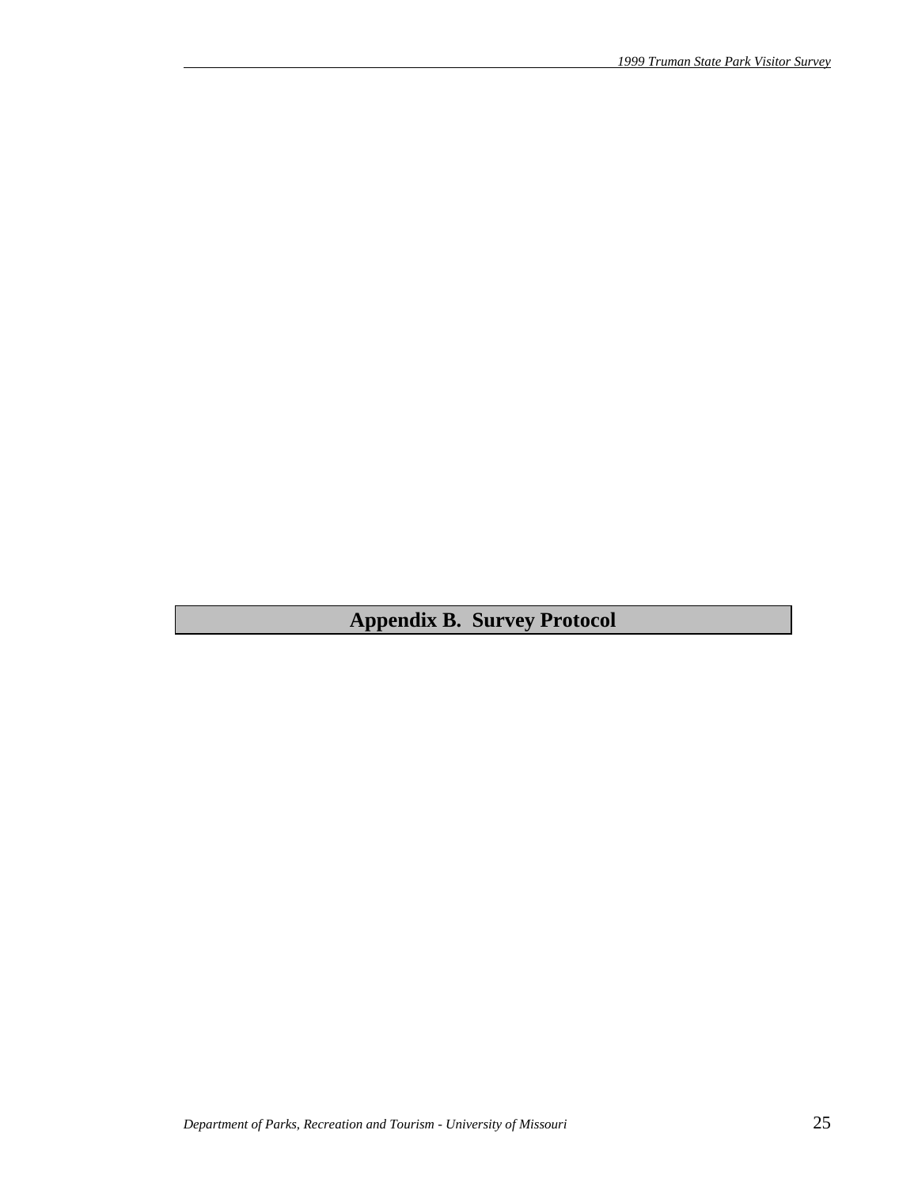# Appendix B. Survey Protocol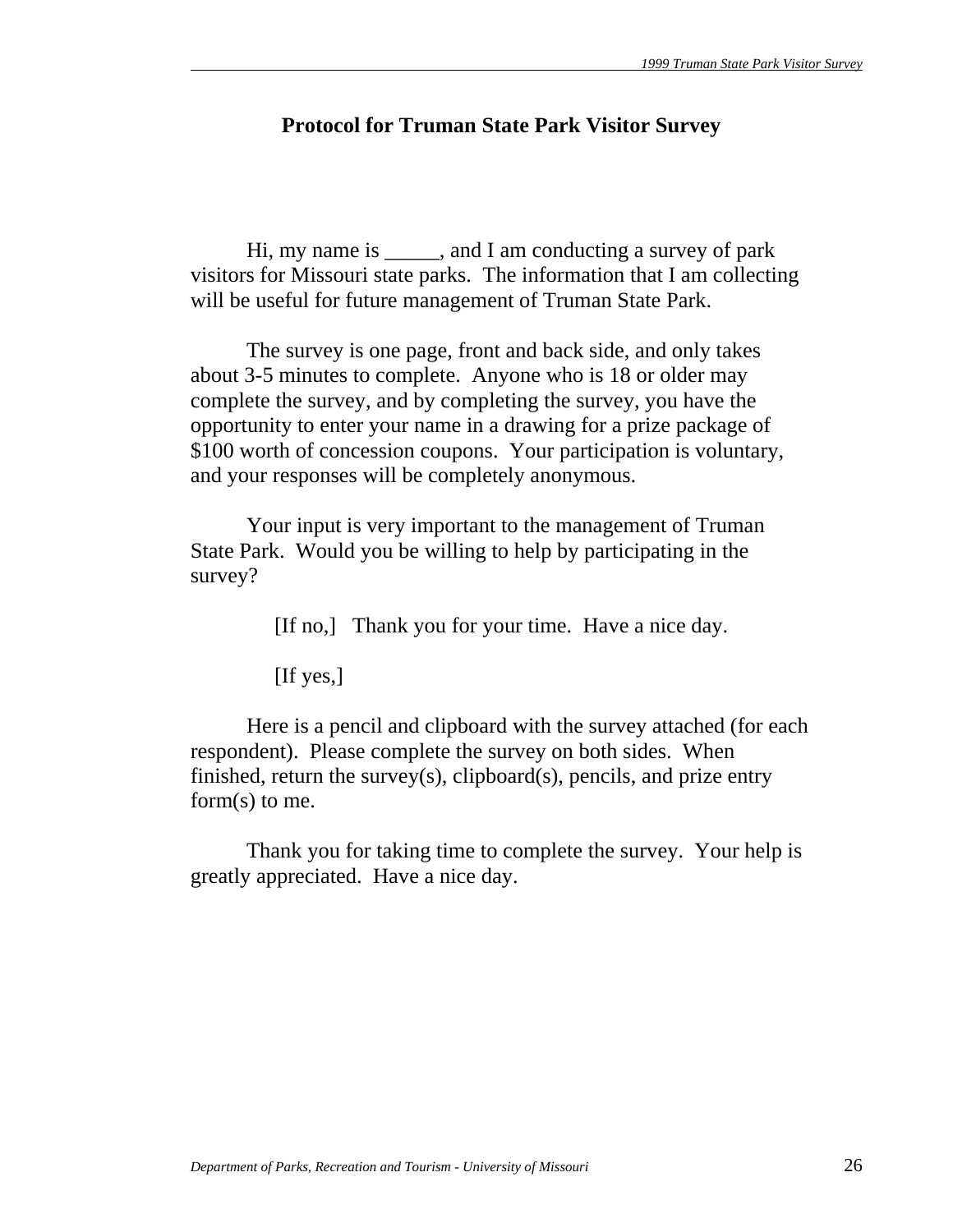## Protocol for Truman State Park Visitor Survey

Hi, my name is _____, and I am conducting a survey of park visitors for Missouri state parks. The information that I am collecting will be useful for future management of Truman State Park.

The survey is one page, front and back side, and only takes about 3-5 minutes to complete. Anyone who is 18 or older may complete the survey, and by completing the survey, you have the opportunity to enter your name in a drawing for a prize package of $100 worth of concession coupons. Your participation is voluntary, and your responses will be completely anonymous.

Your input is very important to the management of Truman State Park. Would you be willing to help by participating in the survey?

[If no,] Thank you for your time. Have a nice day.

[If yes,]

Here is a pencil and clipboard with the survey attached (for each respondent). Please complete the survey on both sides. When finished, return the survey(s), clipboard(s), pencils, and prize entry form(s) to me.

Thank you for taking time to complete the survey. Your help is greatly appreciated. Have a nice day.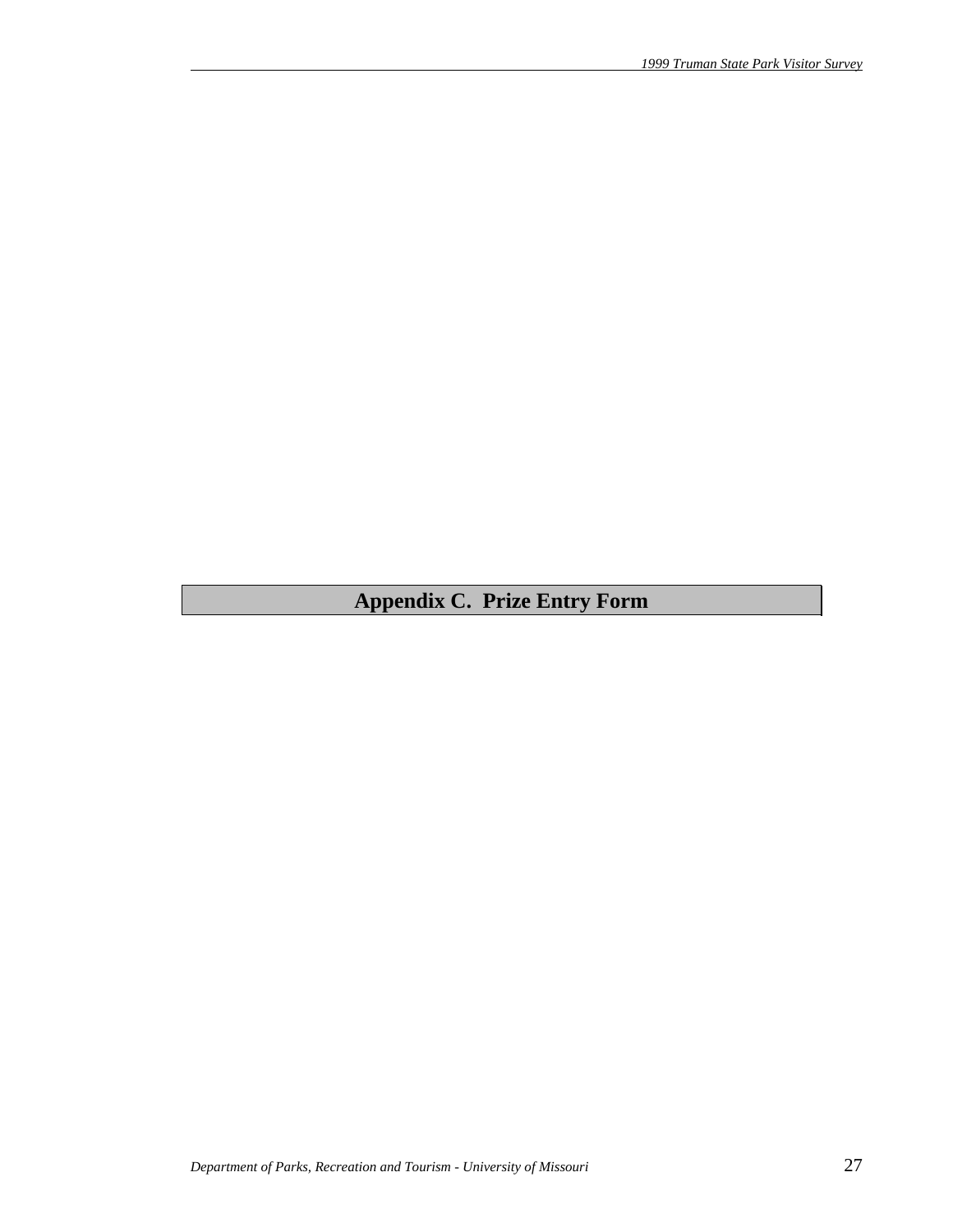# Appendix C. Prize Entry Form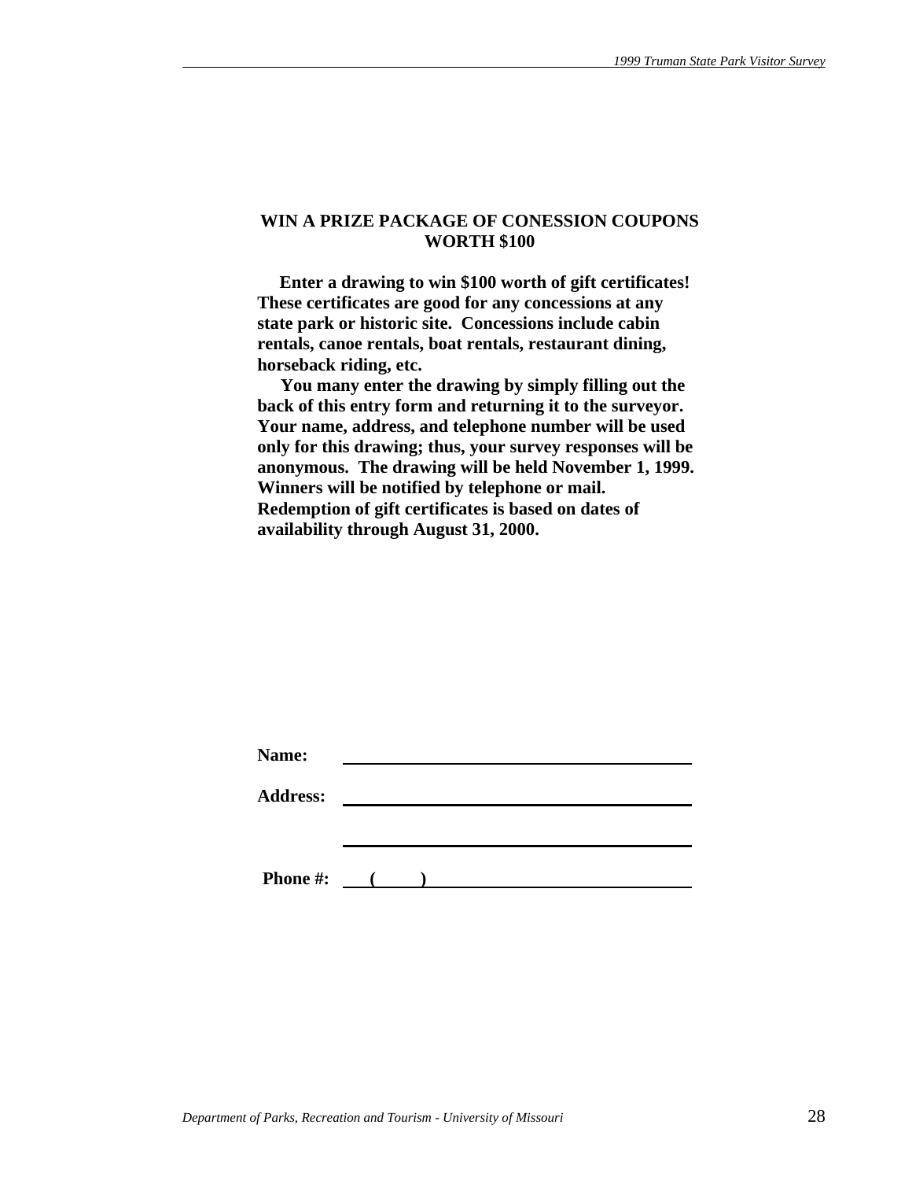**WIN A PRIZE PACKAGE OF CONESSION COUPONS WORTH $100**

**Enter a drawing to win $100 worth of gift certificates! These certificates are good for any concessions at any state park or historic site. Concessions include cabin rentals, canoe rentals, boat rentals, restaurant dining, horseback riding, etc.**

**You many enter the drawing by simply filling out the back of this entry form and returning it to the surveyor. Your name, address, and telephone number will be used only for this drawing; thus, your survey responses will be anonymous. The drawing will be held November 1, 1999. Winners will be notified by telephone or mail. Redemption of gift certificates is based on dates of availability through August 31, 2000.**

**Name:** ______________________________________

**Address:** ______________________________________

______________________________________

**Phone #:** (     ) ______________________________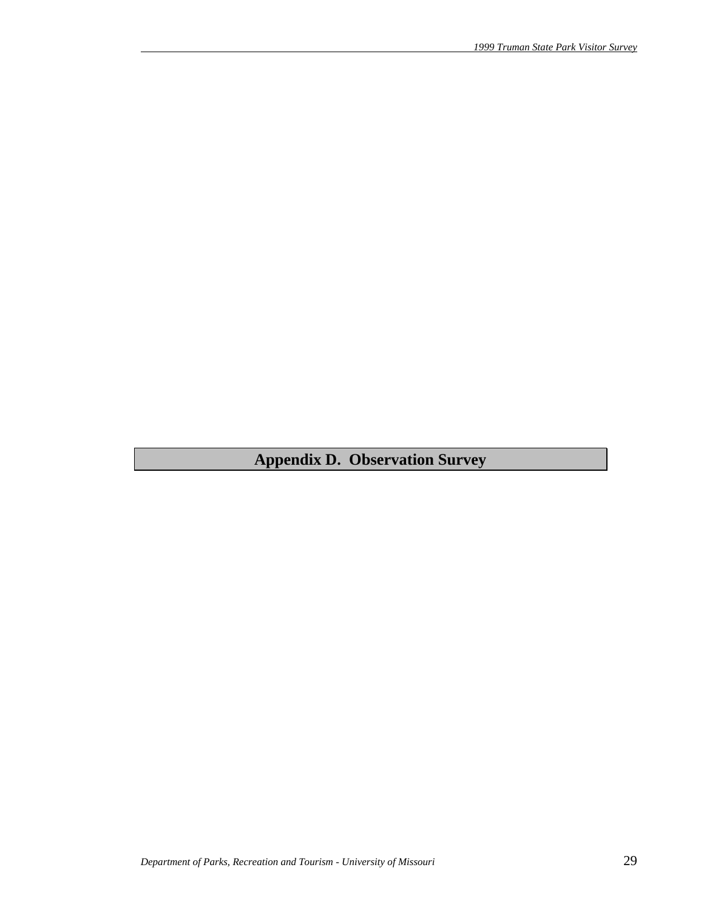# Appendix D. Observation Survey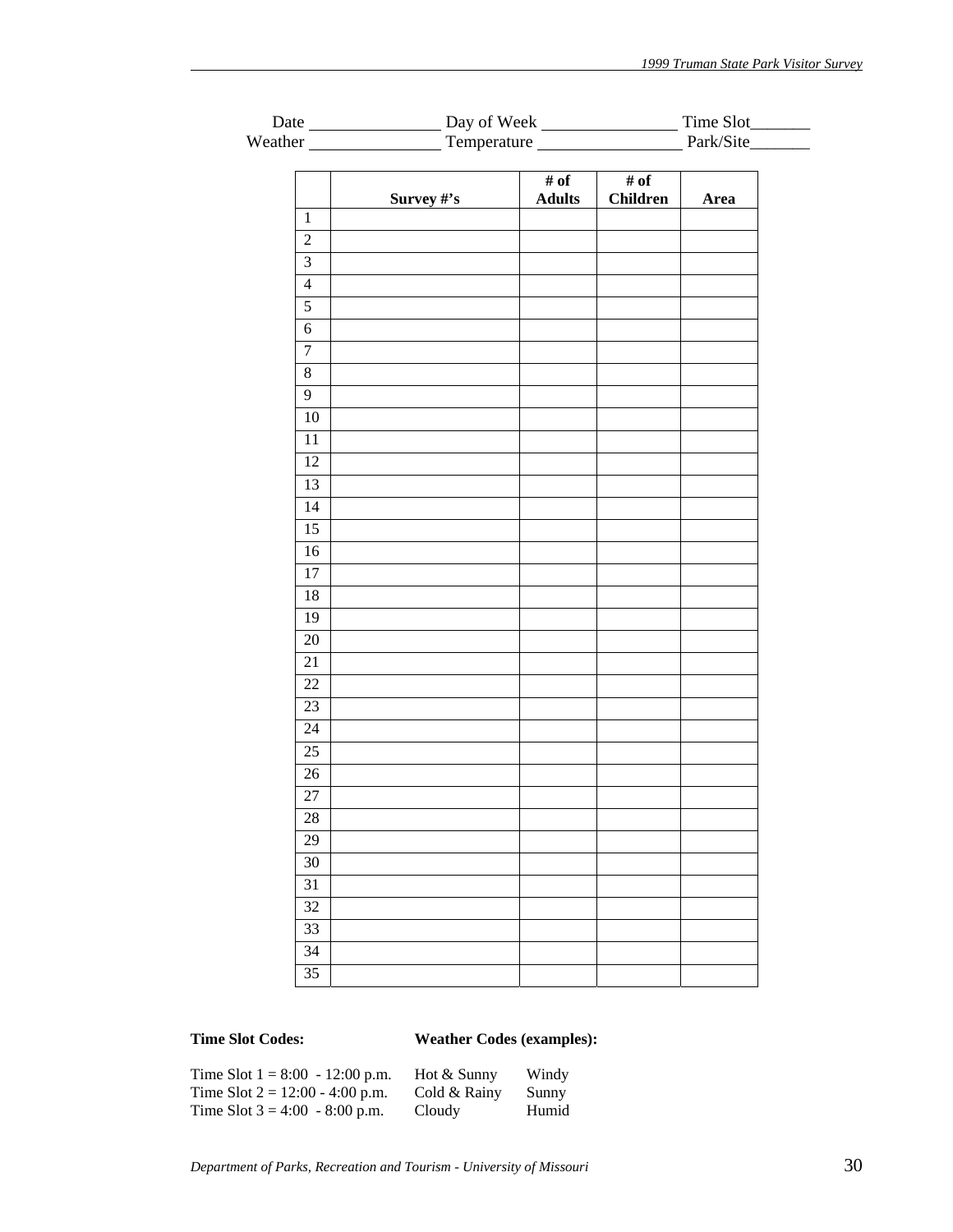Date _______________ Day of Week _______________ Time Slot_______
Weather _______________ Temperature ________________ Park/Site_______

| | Survey #'s | # of Adults | # of Children | Area |
|---|---|---|---|---|
| 1 | | | | |
| 2 | | | | |
| 3 | | | | |
| 4 | | | | |
| 5 | | | | |
| 6 | | | | |
| 7 | | | | |
| 8 | | | | |
| 9 | | | | |
| 10 | | | | |
| 11 | | | | |
| 12 | | | | |
| 13 | | | | |
| 14 | | | | |
| 15 | | | | |
| 16 | | | | |
| 17 | | | | |
| 18 | | | | |
| 19 | | | | |
| 20 | | | | |
| 21 | | | | |
| 22 | | | | |
| 23 | | | | |
| 24 | | | | |
| 25 | | | | |
| 26 | | | | |
| 27 | | | | |
| 28 | | | | |
| 29 | | | | |
| 30 | | | | |
| 31 | | | | |
| 32 | | | | |
| 33 | | | | |
| 34 | | | | |
| 35 | | | | |

**Time Slot Codes:**

Time Slot 1 = 8:00 - 12:00 p.m.
Time Slot 2 = 12:00 - 4:00 p.m.
Time Slot 3 = 4:00 - 8:00 p.m.

**Weather Codes (examples):**

| | |
|---|---|
| Hot & Sunny | Windy |
| Cold & Rainy | Sunny |
| Cloudy | Humid |

*Department of Parks, Recreation and Tourism - University of Missouri*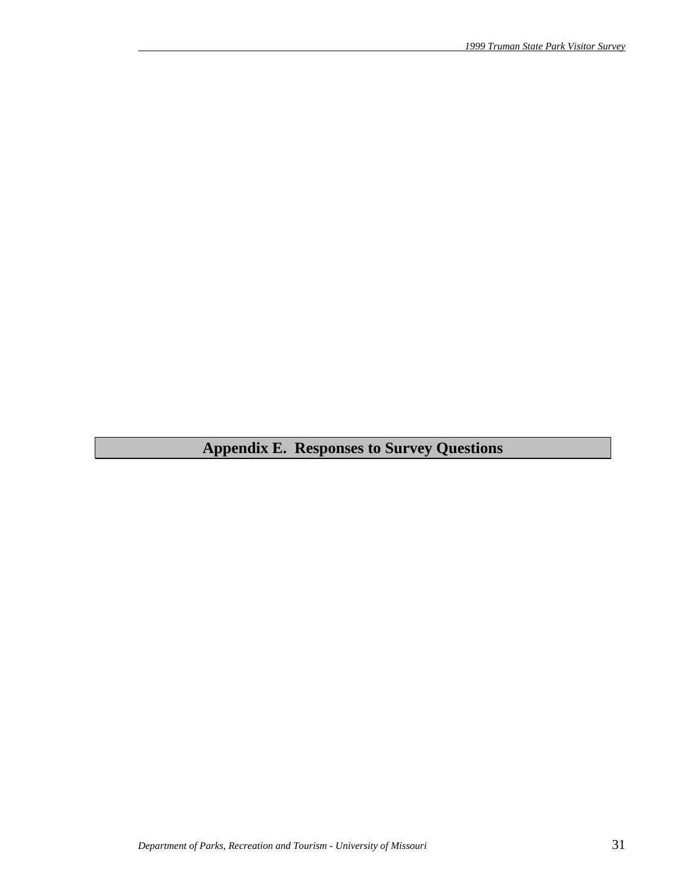# Appendix E.  Responses to Survey Questions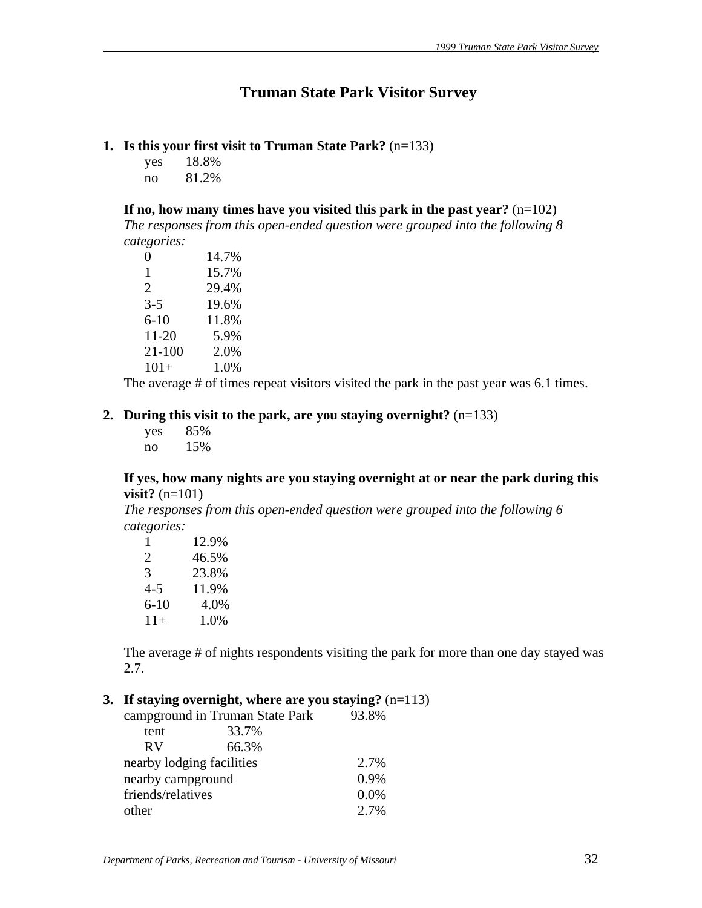# Truman State Park Visitor Survey

1. **Is this your first visit to Truman State Park?** (n=133)

| | |
|---|---|
| yes | 18.8% |
| no | 81.2% |

**If no, how many times have you visited this park in the past year?** (n=102)
*The responses from this open-ended question were grouped into the following 8 categories:*

| | |
|---|---|
| 0 | 14.7% |
| 1 | 15.7% |
| 2 | 29.4% |
| 3-5 | 19.6% |
| 6-10 | 11.8% |
| 11-20 | 5.9% |
| 21-100 | 2.0% |
| 101+ | 1.0% |

The average # of times repeat visitors visited the park in the past year was 6.1 times.

2. **During this visit to the park, are you staying overnight?** (n=133)

| | |
|---|---|
| yes | 85% |
| no | 15% |

**If yes, how many nights are you staying overnight at or near the park during this visit?** (n=101)
*The responses from this open-ended question were grouped into the following 6 categories:*

| | |
|---|---|
| 1 | 12.9% |
| 2 | 46.5% |
| 3 | 23.8% |
| 4-5 | 11.9% |
| 6-10 | 4.0% |
| 11+ | 1.0% |

The average # of nights respondents visiting the park for more than one day stayed was 2.7.

3. **If staying overnight, where are you staying?** (n=113)

| | | |
|---|---|---|
| campground in Truman State Park | | 93.8% |
| tent | 33.7% | |
| RV | 66.3% | |
| nearby lodging facilities | | 2.7% |
| nearby campground | | 0.9% |
| friends/relatives | | 0.0% |
| other | | 2.7% |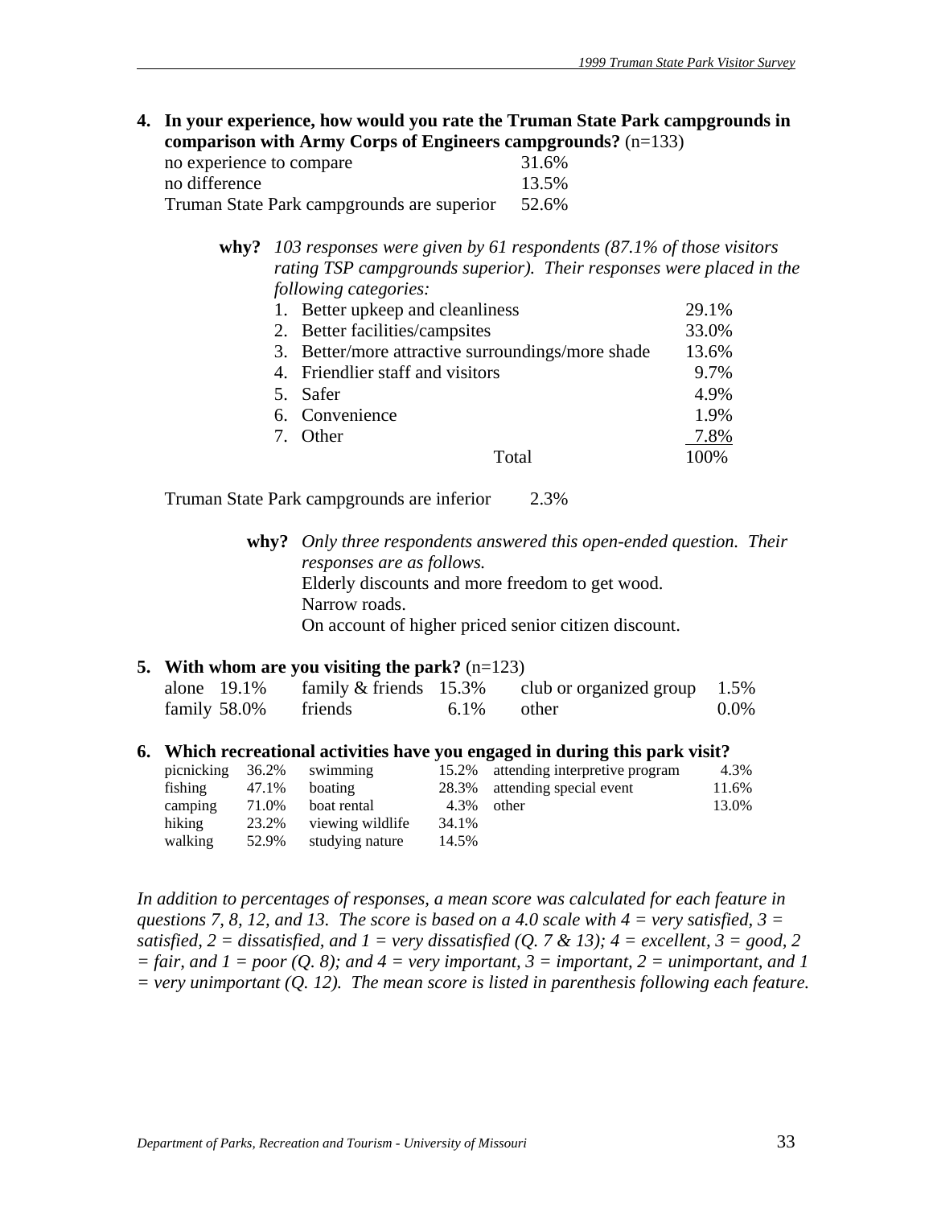**4. In your experience, how would you rate the Truman State Park campgrounds in comparison with Army Corps of Engineers campgrounds?** (n=133)

| | |
|---|---|
| no experience to compare | 31.6% |
| no difference | 13.5% |
| Truman State Park campgrounds are superior | 52.6% |

**why?** *103 responses were given by 61 respondents (87.1% of those visitors rating TSP campgrounds superior). Their responses were placed in the following categories:*

| | |
|---|---|
| 1. Better upkeep and cleanliness | 29.1% |
| 2. Better facilities/campsites | 33.0% |
| 3. Better/more attractive surroundings/more shade | 13.6% |
| 4. Friendlier staff and visitors | 9.7% |
| 5. Safer | 4.9% |
| 6. Convenience | 1.9% |
| 7. Other | 7.8% |
| Total | 100% |

| | |
|---|---|
| Truman State Park campgrounds are inferior | 2.3% |

**why?** *Only three respondents answered this open-ended question. Their responses are as follows.*
Elderly discounts and more freedom to get wood.
Narrow roads.
On account of higher priced senior citizen discount.

**5. With whom are you visiting the park?** (n=123)

| | | | | | |
|---|---|---|---|---|---|
| alone | 19.1% | family & friends | 15.3% | club or organized group | 1.5% |
| family | 58.0% | friends | 6.1% | other | 0.0% |

**6. Which recreational activities have you engaged in during this park visit?**

| | | | | | |
|---|---|---|---|---|---|
| picnicking | 36.2% | swimming | 15.2% | attending interpretive program | 4.3% |
| fishing | 47.1% | boating | 28.3% | attending special event | 11.6% |
| camping | 71.0% | boat rental | 4.3% | other | 13.0% |
| hiking | 23.2% | viewing wildlife | 34.1% | | |
| walking | 52.9% | studying nature | 14.5% | | |

*In addition to percentages of responses, a mean score was calculated for each feature in questions 7, 8, 12, and 13. The score is based on a 4.0 scale with 4 = very satisfied, 3 = satisfied, 2 = dissatisfied, and 1 = very dissatisfied (Q. 7 & 13); 4 = excellent, 3 = good, 2 = fair, and 1 = poor (Q. 8); and 4 = very important, 3 = important, 2 = unimportant, and 1 = very unimportant (Q. 12). The mean score is listed in parenthesis following each feature.*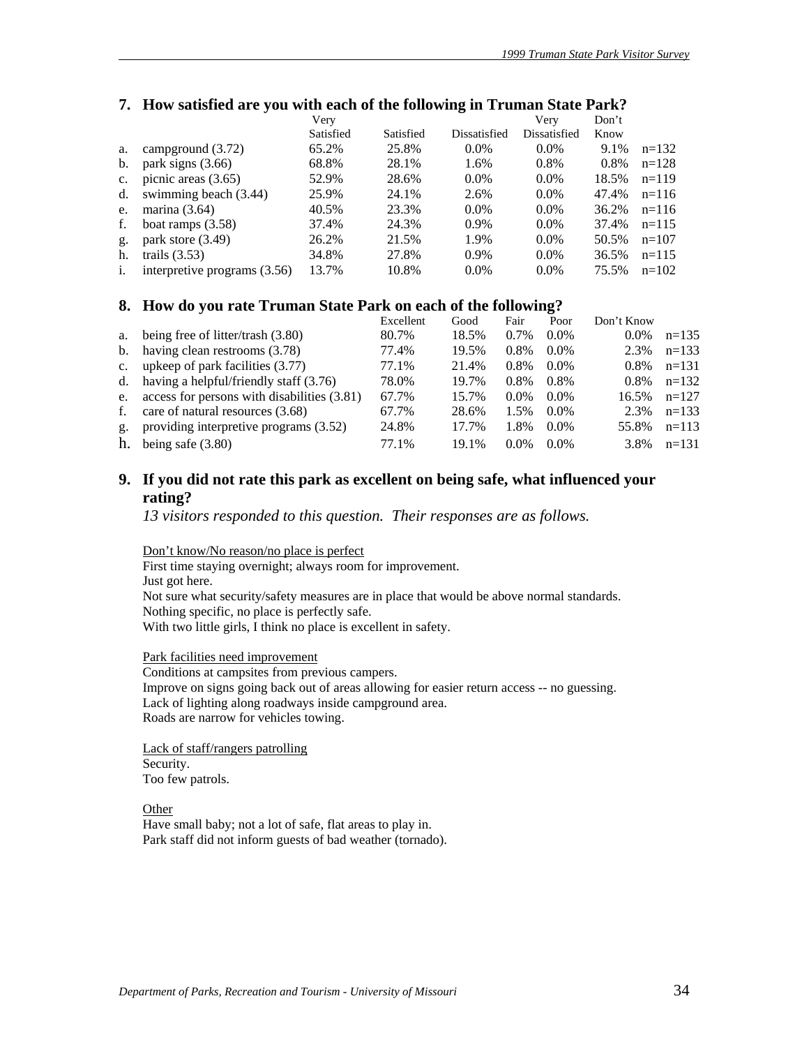## 7. How satisfied are you with each of the following in Truman State Park?

| | | Very Satisfied | Satisfied | Dissatisfied | Very Dissatisfied | Don't Know | |
|---|---|---|---|---|---|---|---|
| a. | campground (3.72) | 65.2% | 25.8% | 0.0% | 0.0% | 9.1% | n=132 |
| b. | park signs (3.66) | 68.8% | 28.1% | 1.6% | 0.8% | 0.8% | n=128 |
| c. | picnic areas (3.65) | 52.9% | 28.6% | 0.0% | 0.0% | 18.5% | n=119 |
| d. | swimming beach (3.44) | 25.9% | 24.1% | 2.6% | 0.0% | 47.4% | n=116 |
| e. | marina (3.64) | 40.5% | 23.3% | 0.0% | 0.0% | 36.2% | n=116 |
| f. | boat ramps (3.58) | 37.4% | 24.3% | 0.9% | 0.0% | 37.4% | n=115 |
| g. | park store (3.49) | 26.2% | 21.5% | 1.9% | 0.0% | 50.5% | n=107 |
| h. | trails (3.53) | 34.8% | 27.8% | 0.9% | 0.0% | 36.5% | n=115 |
| i. | interpretive programs (3.56) | 13.7% | 10.8% | 0.0% | 0.0% | 75.5% | n=102 |

## 8. How do you rate Truman State Park on each of the following?

| | | Excellent | Good | Fair | Poor | Don't Know | |
|---|---|---|---|---|---|---|---|
| a. | being free of litter/trash (3.80) | 80.7% | 18.5% | 0.7% | 0.0% | 0.0% | n=135 |
| b. | having clean restrooms (3.78) | 77.4% | 19.5% | 0.8% | 0.0% | 2.3% | n=133 |
| c. | upkeep of park facilities (3.77) | 77.1% | 21.4% | 0.8% | 0.0% | 0.8% | n=131 |
| d. | having a helpful/friendly staff (3.76) | 78.0% | 19.7% | 0.8% | 0.8% | 0.8% | n=132 |
| e. | access for persons with disabilities (3.81) | 67.7% | 15.7% | 0.0% | 0.0% | 16.5% | n=127 |
| f. | care of natural resources (3.68) | 67.7% | 28.6% | 1.5% | 0.0% | 2.3% | n=133 |
| g. | providing interpretive programs (3.52) | 24.8% | 17.7% | 1.8% | 0.0% | 55.8% | n=113 |
| h. | being safe (3.80) | 77.1% | 19.1% | 0.0% | 0.0% | 3.8% | n=131 |

## 9. If you did not rate this park as excellent on being safe, what influenced your rating?

*13 visitors responded to this question. Their responses are as follows.*

<u>Don't know/No reason/no place is perfect</u>
First time staying overnight; always room for improvement.
Just got here.
Not sure what security/safety measures are in place that would be above normal standards.
Nothing specific, no place is perfectly safe.
With two little girls, I think no place is excellent in safety.

<u>Park facilities need improvement</u>
Conditions at campsites from previous campers.
Improve on signs going back out of areas allowing for easier return access -- no guessing.
Lack of lighting along roadways inside campground area.
Roads are narrow for vehicles towing.

<u>Lack of staff/rangers patrolling</u>
Security.
Too few patrols.

<u>Other</u>
Have small baby; not a lot of safe, flat areas to play in.
Park staff did not inform guests of bad weather (tornado).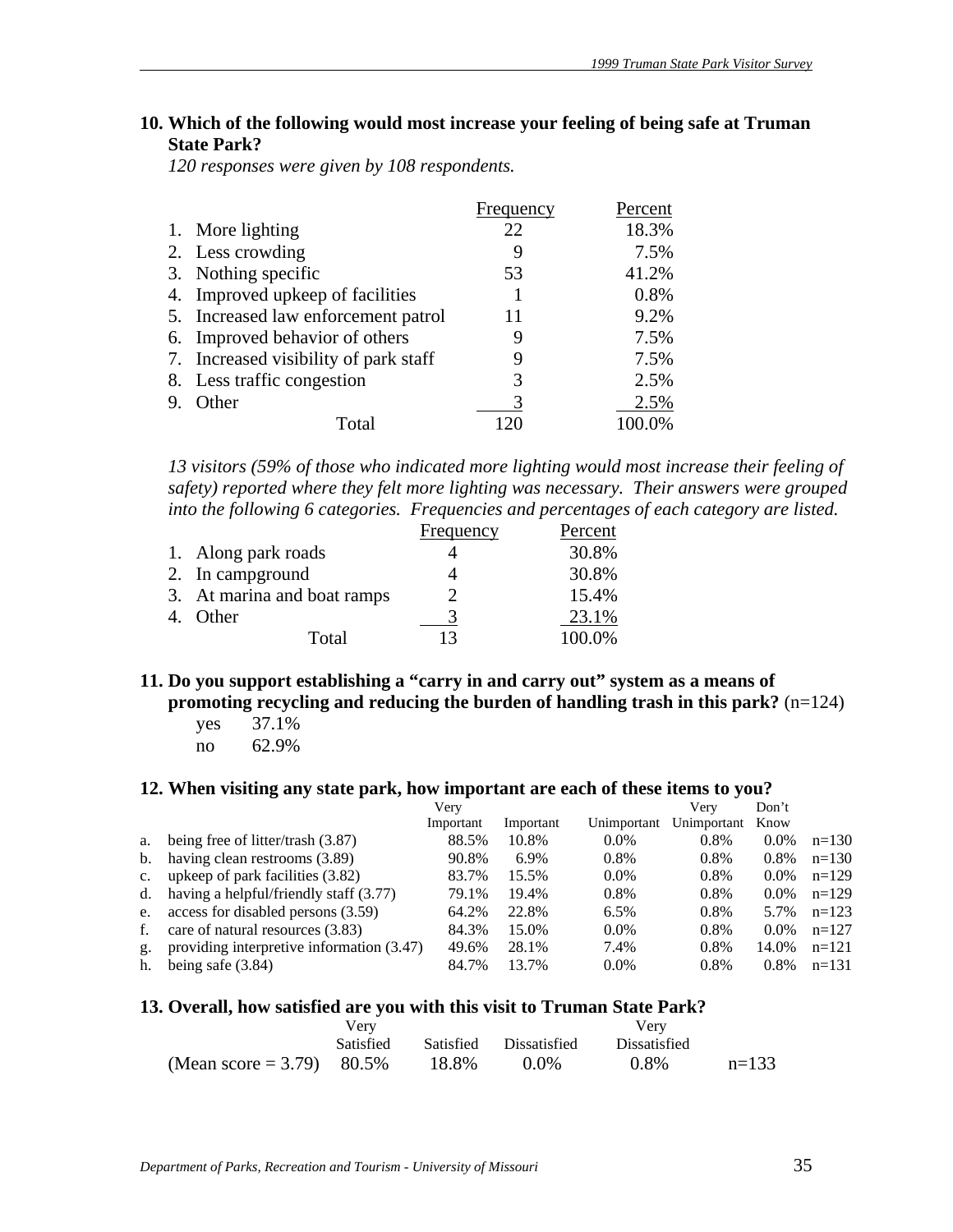**10. Which of the following would most increase your feeling of being safe at Truman State Park?**

*120 responses were given by 108 respondents.*

| | Frequency | Percent |
|---|---|---|
| 1. More lighting | 22 | 18.3% |
| 2. Less crowding | 9 | 7.5% |
| 3. Nothing specific | 53 | 41.2% |
| 4. Improved upkeep of facilities | 1 | 0.8% |
| 5. Increased law enforcement patrol | 11 | 9.2% |
| 6. Improved behavior of others | 9 | 7.5% |
| 7. Increased visibility of park staff | 9 | 7.5% |
| 8. Less traffic congestion | 3 | 2.5% |
| 9. Other | 3 | 2.5% |
| Total | 120 | 100.0% |

*13 visitors (59% of those who indicated more lighting would most increase their feeling of safety) reported where they felt more lighting was necessary. Their answers were grouped into the following 6 categories. Frequencies and percentages of each category are listed.*

| | Frequency | Percent |
|---|---|---|
| 1. Along park roads | 4 | 30.8% |
| 2. In campground | 4 | 30.8% |
| 3. At marina and boat ramps | 2 | 15.4% |
| 4. Other | 3 | 23.1% |
| Total | 13 | 100.0% |

**11. Do you support establishing a "carry in and carry out" system as a means of promoting recycling and reducing the burden of handling trash in this park?** (n=124)

yes 37.1%
no 62.9%

**12. When visiting any state park, how important are each of these items to you?**

| | | Very Important | Important | Unimportant | Very Unimportant | Don't Know | |
|---|---|---|---|---|---|---|---|
| a. | being free of litter/trash (3.87) | 88.5% | 10.8% | 0.0% | 0.8% | 0.0% | n=130 |
| b. | having clean restrooms (3.89) | 90.8% | 6.9% | 0.8% | 0.8% | 0.8% | n=130 |
| c. | upkeep of park facilities (3.82) | 83.7% | 15.5% | 0.0% | 0.8% | 0.0% | n=129 |
| d. | having a helpful/friendly staff (3.77) | 79.1% | 19.4% | 0.8% | 0.8% | 0.0% | n=129 |
| e. | access for disabled persons (3.59) | 64.2% | 22.8% | 6.5% | 0.8% | 5.7% | n=123 |
| f. | care of natural resources (3.83) | 84.3% | 15.0% | 0.0% | 0.8% | 0.0% | n=127 |
| g. | providing interpretive information (3.47) | 49.6% | 28.1% | 7.4% | 0.8% | 14.0% | n=121 |
| h. | being safe (3.84) | 84.7% | 13.7% | 0.0% | 0.8% | 0.8% | n=131 |

**13. Overall, how satisfied are you with this visit to Truman State Park?**

| | Very Satisfied | Satisfied | Dissatisfied | Very Dissatisfied | |
|---|---|---|---|---|---|
| (Mean score = 3.79) | 80.5% | 18.8% | 0.0% | 0.8% | n=133 |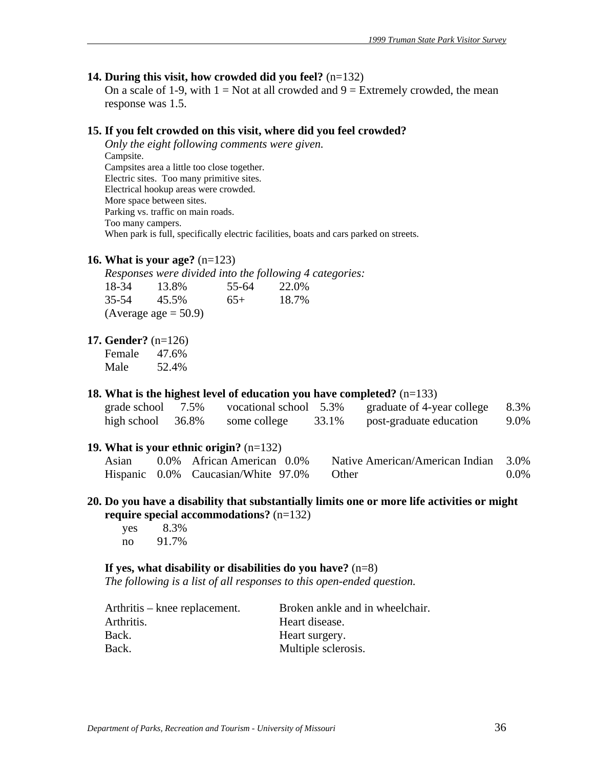**14. During this visit, how crowded did you feel?** (n=132)

On a scale of 1-9, with 1 = Not at all crowded and 9 = Extremely crowded, the mean response was 1.5.

**15. If you felt crowded on this visit, where did you feel crowded?**

*Only the eight following comments were given.*

Campsite.
Campsites area a little too close together.
Electric sites. Too many primitive sites.
Electrical hookup areas were crowded.
More space between sites.
Parking vs. traffic on main roads.
Too many campers.
When park is full, specifically electric facilities, boats and cars parked on streets.

**16. What is your age?** (n=123)

*Responses were divided into the following 4 categories:*

| | | | |
|---|---|---|---|
| 18-34 | 13.8% | 55-64 | 22.0% |
| 35-54 | 45.5% | 65+ | 18.7% |

(Average age = 50.9)

**17. Gender?** (n=126)

| | |
|---|---|
| Female | 47.6% |
| Male | 52.4% |

**18. What is the highest level of education you have completed?** (n=133)

| | | | | | |
|---|---|---|---|---|---|
| grade school | 7.5% | vocational school | 5.3% | graduate of 4-year college | 8.3% |
| high school | 36.8% | some college | 33.1% | post-graduate education | 9.0% |

**19. What is your ethnic origin?** (n=132)

| | | | | | |
|---|---|---|---|---|---|
| Asian | 0.0% | African American | 0.0% | Native American/American Indian | 3.0% |
| Hispanic | 0.0% | Caucasian/White | 97.0% | Other | 0.0% |

**20. Do you have a disability that substantially limits one or more life activities or might require special accommodations?** (n=132)

| | |
|---|---|
| yes | 8.3% |
| no | 91.7% |

**If yes, what disability or disabilities do you have?** (n=8)

*The following is a list of all responses to this open-ended question.*

Arthritis – knee replacement.
Arthritis.
Back.
Back.
Broken ankle and in wheelchair.
Heart disease.
Heart surgery.
Multiple sclerosis.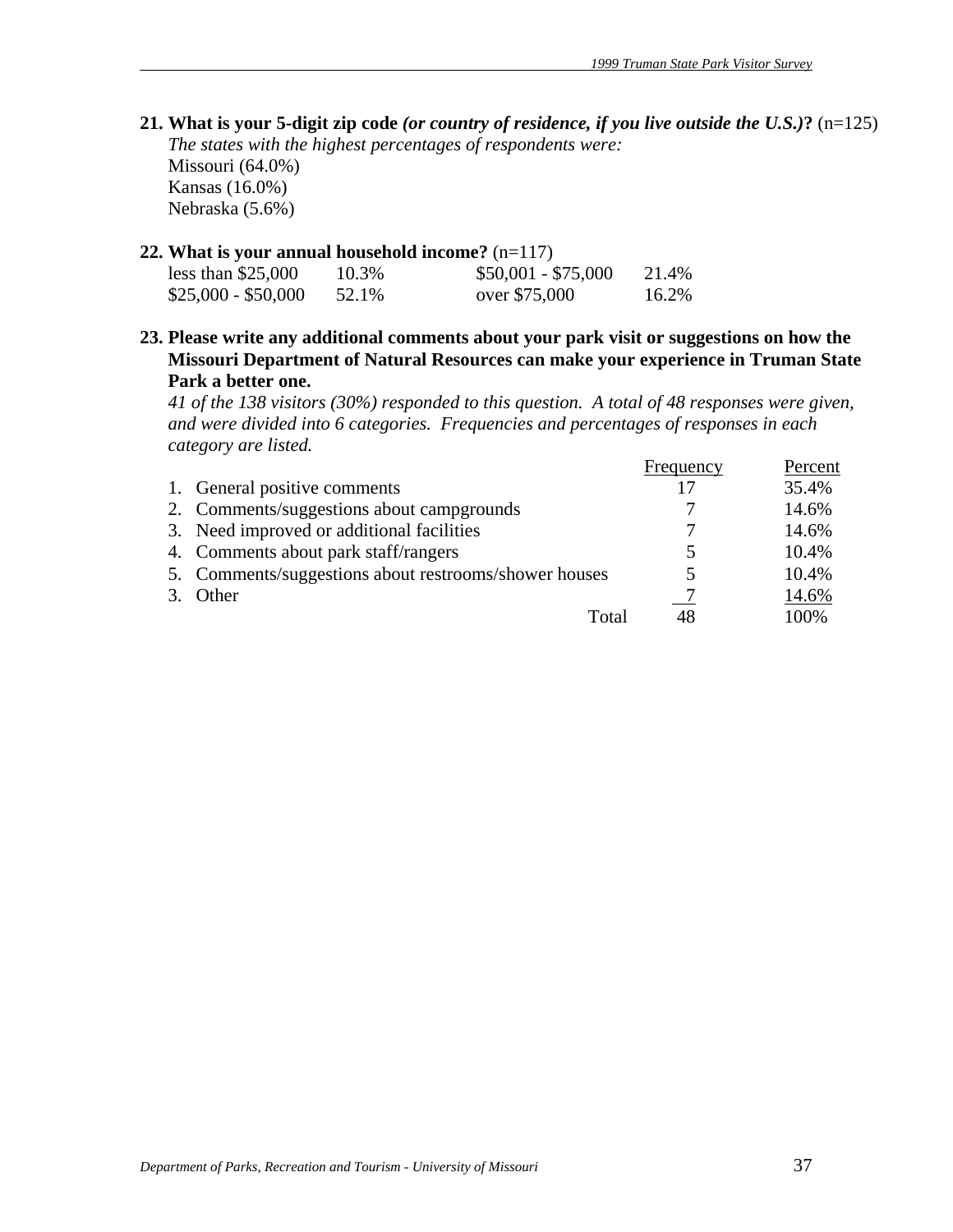**21. What is your 5-digit zip code *(or country of residence, if you live outside the U.S.)*?** (n=125)

*The states with the highest percentages of respondents were:*

Missouri (64.0%)
Kansas (16.0%)
Nebraska (5.6%)

**22. What is your annual household income?** (n=117)

| | | | |
|---|---|---|---|
| less than $25,000 | 10.3% | $50,001 - $75,000 | 21.4% |
| $25,000 - $50,000 | 52.1% | over $75,000 | 16.2% |

**23. Please write any additional comments about your park visit or suggestions on how the Missouri Department of Natural Resources can make your experience in Truman State Park a better one.**

*41 of the 138 visitors (30%) responded to this question. A total of 48 responses were given, and were divided into 6 categories. Frequencies and percentages of responses in each category are listed.*

| | Frequency | Percent |
|---|---|---|
| 1. General positive comments | 17 | 35.4% |
| 2. Comments/suggestions about campgrounds | 7 | 14.6% |
| 3. Need improved or additional facilities | 7 | 14.6% |
| 4. Comments about park staff/rangers | 5 | 10.4% |
| 5. Comments/suggestions about restrooms/shower houses | 5 | 10.4% |
| 3. Other | 7 | 14.6% |
| Total | 48 | 100% |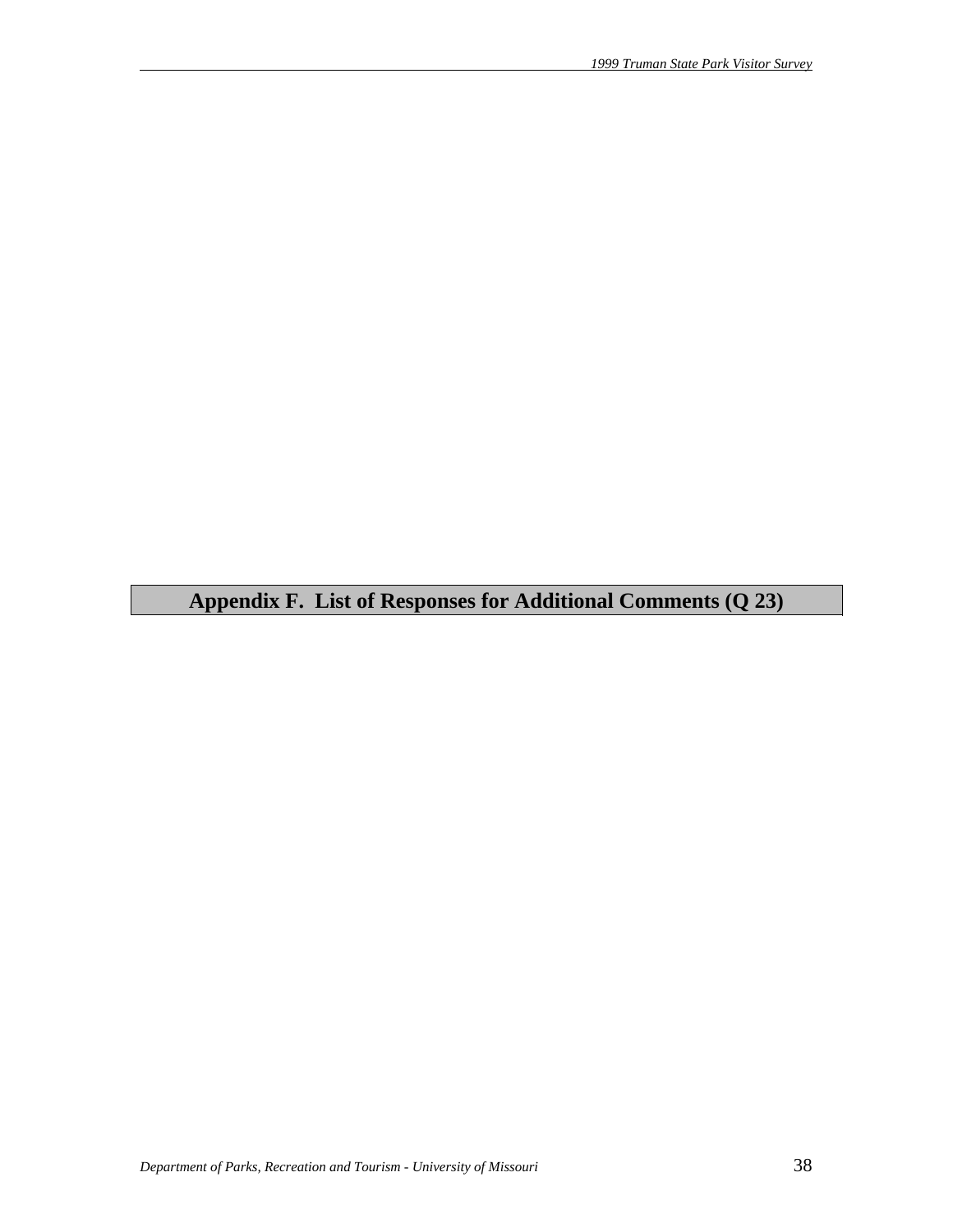# Appendix F. List of Responses for Additional Comments (Q 23)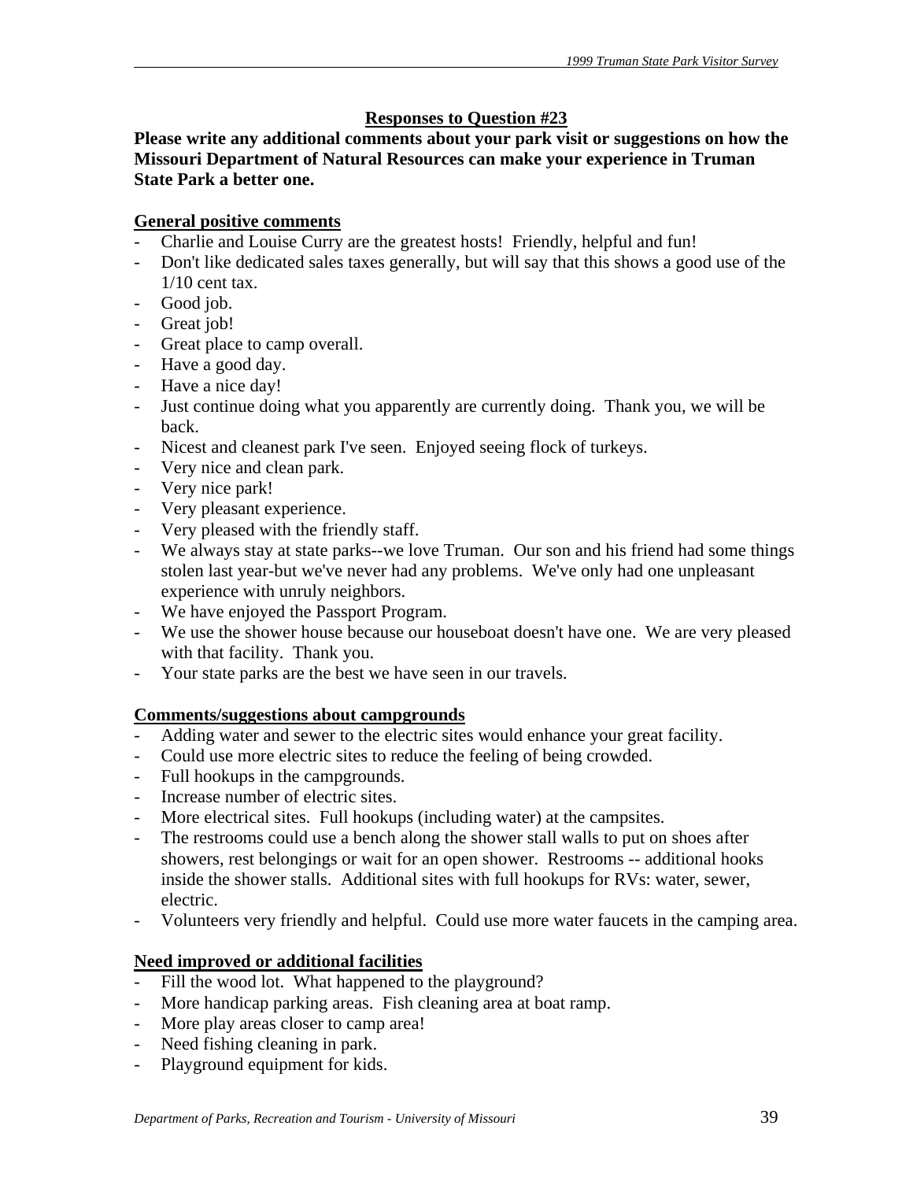## Responses to Question #23

**Please write any additional comments about your park visit or suggestions on how the Missouri Department of Natural Resources can make your experience in Truman State Park a better one.**

### General positive comments

- Charlie and Louise Curry are the greatest hosts! Friendly, helpful and fun!
- Don't like dedicated sales taxes generally, but will say that this shows a good use of the 1/10 cent tax.
- Good job.
- Great job!
- Great place to camp overall.
- Have a good day.
- Have a nice day!
- Just continue doing what you apparently are currently doing. Thank you, we will be back.
- Nicest and cleanest park I've seen. Enjoyed seeing flock of turkeys.
- Very nice and clean park.
- Very nice park!
- Very pleasant experience.
- Very pleased with the friendly staff.
- We always stay at state parks--we love Truman. Our son and his friend had some things stolen last year-but we've never had any problems. We've only had one unpleasant experience with unruly neighbors.
- We have enjoyed the Passport Program.
- We use the shower house because our houseboat doesn't have one. We are very pleased with that facility. Thank you.
- Your state parks are the best we have seen in our travels.

### Comments/suggestions about campgrounds

- Adding water and sewer to the electric sites would enhance your great facility.
- Could use more electric sites to reduce the feeling of being crowded.
- Full hookups in the campgrounds.
- Increase number of electric sites.
- More electrical sites. Full hookups (including water) at the campsites.
- The restrooms could use a bench along the shower stall walls to put on shoes after showers, rest belongings or wait for an open shower. Restrooms -- additional hooks inside the shower stalls. Additional sites with full hookups for RVs: water, sewer, electric.
- Volunteers very friendly and helpful. Could use more water faucets in the camping area.

### Need improved or additional facilities

- Fill the wood lot. What happened to the playground?
- More handicap parking areas. Fish cleaning area at boat ramp.
- More play areas closer to camp area!
- Need fishing cleaning in park.
- Playground equipment for kids.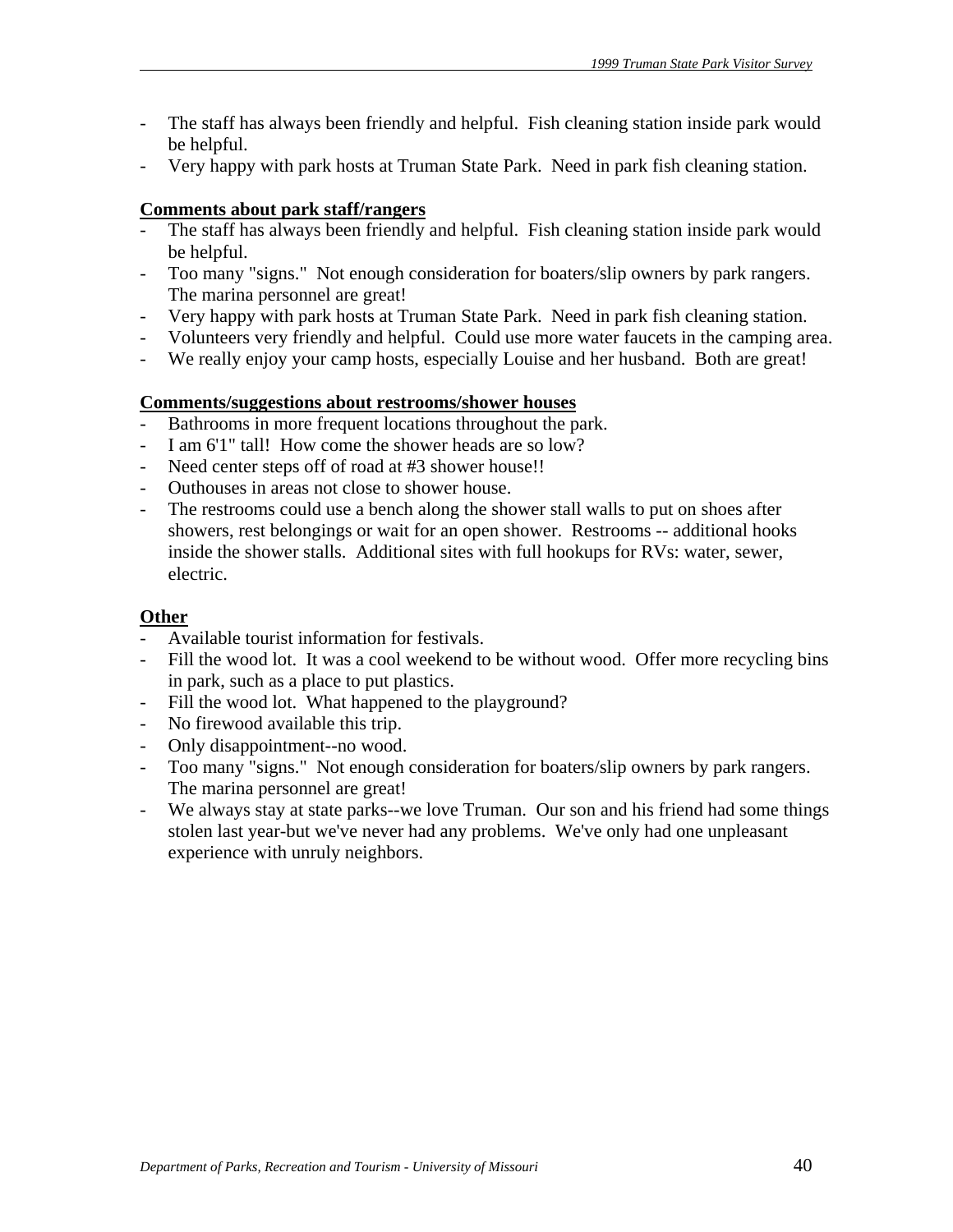- The staff has always been friendly and helpful. Fish cleaning station inside park would be helpful.
- Very happy with park hosts at Truman State Park. Need in park fish cleaning station.

**Comments about park staff/rangers**

- The staff has always been friendly and helpful. Fish cleaning station inside park would be helpful.
- Too many "signs." Not enough consideration for boaters/slip owners by park rangers. The marina personnel are great!
- Very happy with park hosts at Truman State Park. Need in park fish cleaning station.
- Volunteers very friendly and helpful. Could use more water faucets in the camping area.
- We really enjoy your camp hosts, especially Louise and her husband. Both are great!

**Comments/suggestions about restrooms/shower houses**

- Bathrooms in more frequent locations throughout the park.
- I am 6'1" tall! How come the shower heads are so low?
- Need center steps off of road at #3 shower house!!
- Outhouses in areas not close to shower house.
- The restrooms could use a bench along the shower stall walls to put on shoes after showers, rest belongings or wait for an open shower. Restrooms -- additional hooks inside the shower stalls. Additional sites with full hookups for RVs: water, sewer, electric.

**Other**

- Available tourist information for festivals.
- Fill the wood lot. It was a cool weekend to be without wood. Offer more recycling bins in park, such as a place to put plastics.
- Fill the wood lot. What happened to the playground?
- No firewood available this trip.
- Only disappointment--no wood.
- Too many "signs." Not enough consideration for boaters/slip owners by park rangers. The marina personnel are great!
- We always stay at state parks--we love Truman. Our son and his friend had some things stolen last year-but we've never had any problems. We've only had one unpleasant experience with unruly neighbors.